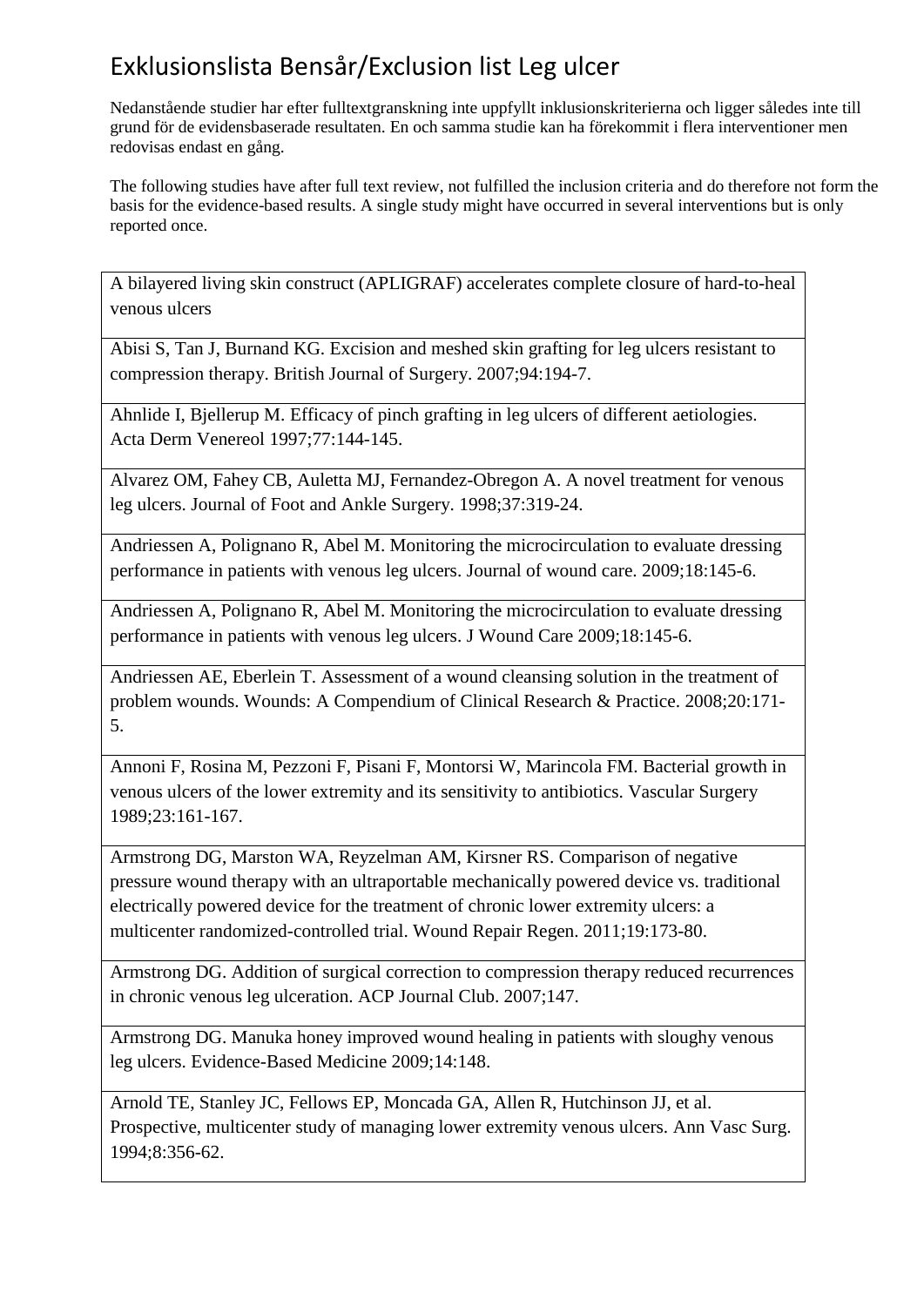# Exklusionslista Bensår/Exclusion list Leg ulcer

Nedanstående studier har efter fulltextgranskning inte uppfyllt inklusionskriterierna och ligger således inte till grund för de evidensbaserade resultaten. En och samma studie kan ha förekommit i flera interventioner men redovisas endast en gång.

The following studies have after full text review, not fulfilled the inclusion criteria and do therefore not form the basis for the evidence-based results. A single study might have occurred in several interventions but is only reported once.

| |
|---|
| A bilayered living skin construct (APLIGRAF) accelerates complete closure of hard-to-heal venous ulcers |
| Abisi S, Tan J, Burnand KG. Excision and meshed skin grafting for leg ulcers resistant to compression therapy. British Journal of Surgery. 2007;94:194-7. |
| Ahnlide I, Bjellerup M. Efficacy of pinch grafting in leg ulcers of different aetiologies. Acta Derm Venereol 1997;77:144-145. |
| Alvarez OM, Fahey CB, Auletta MJ, Fernandez-Obregon A. A novel treatment for venous leg ulcers. Journal of Foot and Ankle Surgery. 1998;37:319-24. |
| Andriessen A, Polignano R, Abel M. Monitoring the microcirculation to evaluate dressing performance in patients with venous leg ulcers. Journal of wound care. 2009;18:145-6. |
| Andriessen A, Polignano R, Abel M. Monitoring the microcirculation to evaluate dressing performance in patients with venous leg ulcers. J Wound Care 2009;18:145-6. |
| Andriessen AE, Eberlein T. Assessment of a wound cleansing solution in the treatment of problem wounds. Wounds: A Compendium of Clinical Research & Practice. 2008;20:171-5. |
| Annoni F, Rosina M, Pezzoni F, Pisani F, Montorsi W, Marincola FM. Bacterial growth in venous ulcers of the lower extremity and its sensitivity to antibiotics. Vascular Surgery 1989;23:161-167. |
| Armstrong DG, Marston WA, Reyzelman AM, Kirsner RS. Comparison of negative pressure wound therapy with an ultraportable mechanically powered device vs. traditional electrically powered device for the treatment of chronic lower extremity ulcers: a multicenter randomized-controlled trial. Wound Repair Regen. 2011;19:173-80. |
| Armstrong DG. Addition of surgical correction to compression therapy reduced recurrences in chronic venous leg ulceration. ACP Journal Club. 2007;147. |
| Armstrong DG. Manuka honey improved wound healing in patients with sloughy venous leg ulcers. Evidence-Based Medicine 2009;14:148. |
| Arnold TE, Stanley JC, Fellows EP, Moncada GA, Allen R, Hutchinson JJ, et al. Prospective, multicenter study of managing lower extremity venous ulcers. Ann Vasc Surg. 1994;8:356-62. |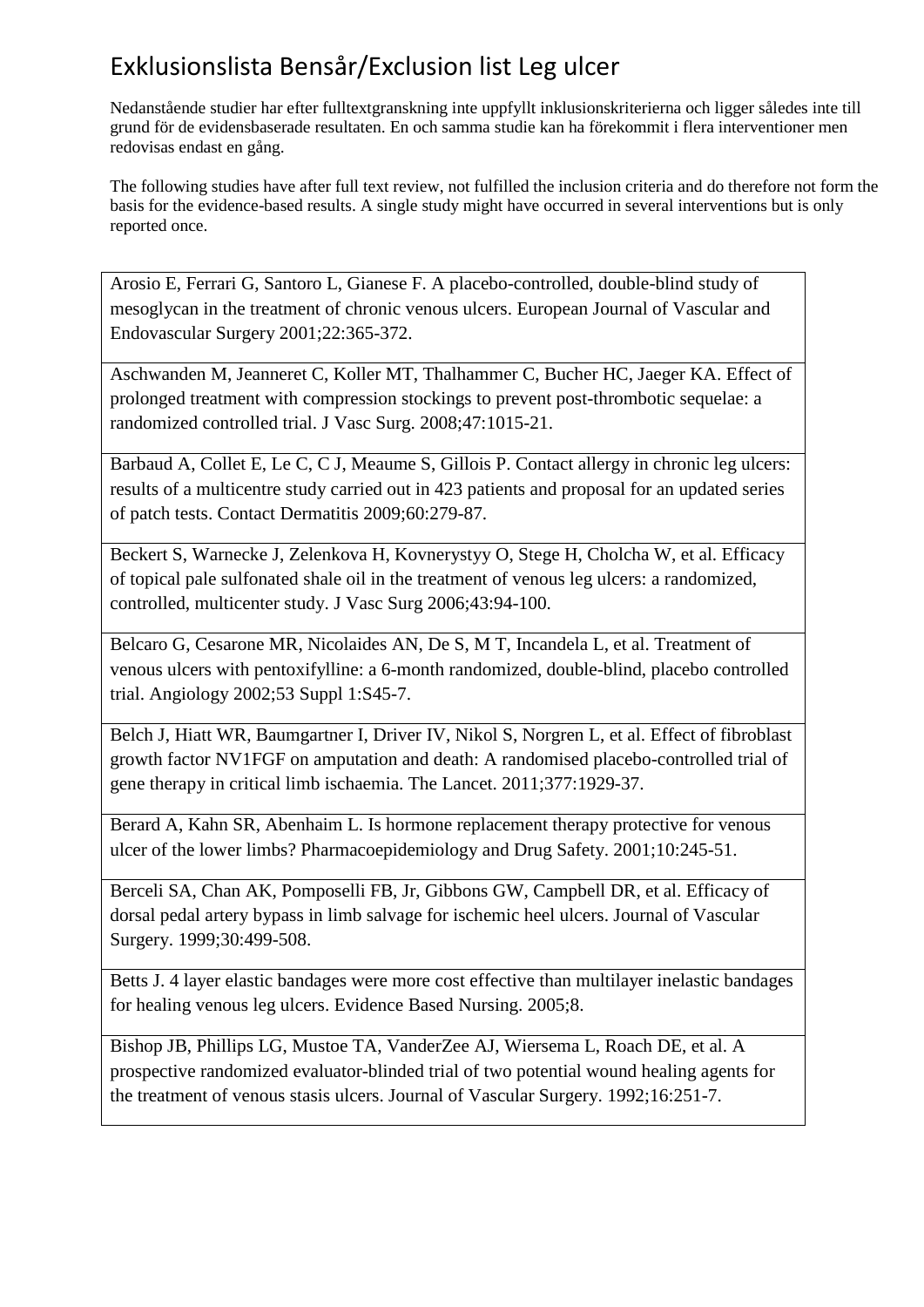# Exklusionslista Bensår/Exclusion list Leg ulcer

Nedanstående studier har efter fulltextgranskning inte uppfyllt inklusionskriterierna och ligger således inte till grund för de evidensbaserade resultaten. En och samma studie kan ha förekommit i flera interventioner men redovisas endast en gång.

The following studies have after full text review, not fulfilled the inclusion criteria and do therefore not form the basis for the evidence-based results. A single study might have occurred in several interventions but is only reported once.

| |
|---|
| Arosio E, Ferrari G, Santoro L, Gianese F. A placebo-controlled, double-blind study of mesoglycan in the treatment of chronic venous ulcers. European Journal of Vascular and Endovascular Surgery 2001;22:365-372. |
| Aschwanden M, Jeanneret C, Koller MT, Thalhammer C, Bucher HC, Jaeger KA. Effect of prolonged treatment with compression stockings to prevent post-thrombotic sequelae: a randomized controlled trial. J Vasc Surg. 2008;47:1015-21. |
| Barbaud A, Collet E, Le C, C J, Meaume S, Gillois P. Contact allergy in chronic leg ulcers: results of a multicentre study carried out in 423 patients and proposal for an updated series of patch tests. Contact Dermatitis 2009;60:279-87. |
| Beckert S, Warnecke J, Zelenkova H, Kovnerystyy O, Stege H, Cholcha W, et al. Efficacy of topical pale sulfonated shale oil in the treatment of venous leg ulcers: a randomized, controlled, multicenter study. J Vasc Surg 2006;43:94-100. |
| Belcaro G, Cesarone MR, Nicolaides AN, De S, M T, Incandela L, et al. Treatment of venous ulcers with pentoxifylline: a 6-month randomized, double-blind, placebo controlled trial. Angiology 2002;53 Suppl 1:S45-7. |
| Belch J, Hiatt WR, Baumgartner I, Driver IV, Nikol S, Norgren L, et al. Effect of fibroblast growth factor NV1FGF on amputation and death: A randomised placebo-controlled trial of gene therapy in critical limb ischaemia. The Lancet. 2011;377:1929-37. |
| Berard A, Kahn SR, Abenhaim L. Is hormone replacement therapy protective for venous ulcer of the lower limbs? Pharmacoepidemiology and Drug Safety. 2001;10:245-51. |
| Berceli SA, Chan AK, Pomposelli FB, Jr, Gibbons GW, Campbell DR, et al. Efficacy of dorsal pedal artery bypass in limb salvage for ischemic heel ulcers. Journal of Vascular Surgery. 1999;30:499-508. |
| Betts J. 4 layer elastic bandages were more cost effective than multilayer inelastic bandages for healing venous leg ulcers. Evidence Based Nursing. 2005;8. |
| Bishop JB, Phillips LG, Mustoe TA, VanderZee AJ, Wiersema L, Roach DE, et al. A prospective randomized evaluator-blinded trial of two potential wound healing agents for the treatment of venous stasis ulcers. Journal of Vascular Surgery. 1992;16:251-7. |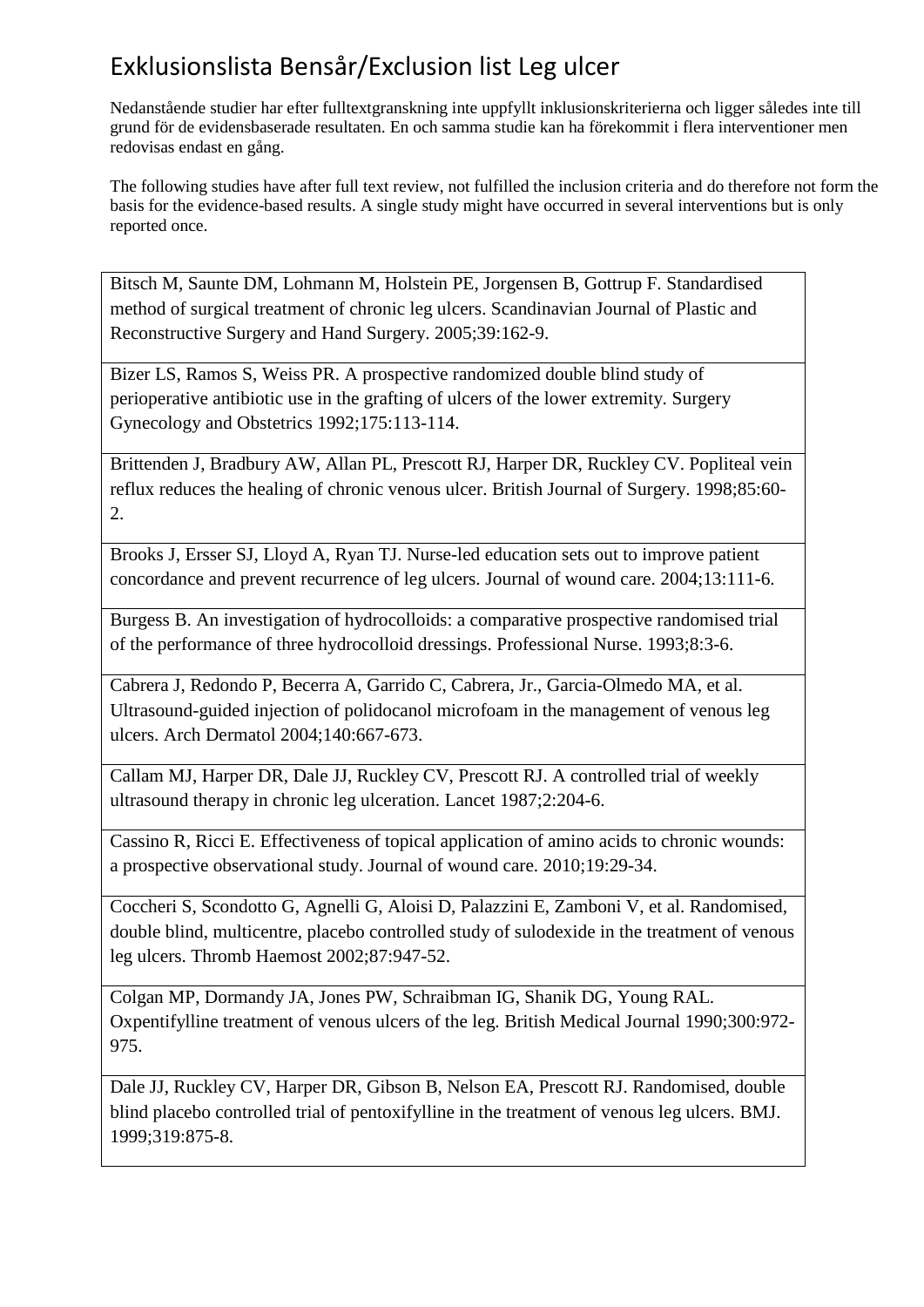# Exklusionslista Bensår/Exclusion list Leg ulcer

Nedanstående studier har efter fulltextgranskning inte uppfyllt inklusionskriterierna och ligger således inte till grund för de evidensbaserade resultaten. En och samma studie kan ha förekommit i flera interventioner men redovisas endast en gång.

The following studies have after full text review, not fulfilled the inclusion criteria and do therefore not form the basis for the evidence-based results. A single study might have occurred in several interventions but is only reported once.

| |
|---|
| Bitsch M, Saunte DM, Lohmann M, Holstein PE, Jorgensen B, Gottrup F. Standardised method of surgical treatment of chronic leg ulcers. Scandinavian Journal of Plastic and Reconstructive Surgery and Hand Surgery. 2005;39:162-9. |
| Bizer LS, Ramos S, Weiss PR. A prospective randomized double blind study of perioperative antibiotic use in the grafting of ulcers of the lower extremity. Surgery Gynecology and Obstetrics 1992;175:113-114. |
| Brittenden J, Bradbury AW, Allan PL, Prescott RJ, Harper DR, Ruckley CV. Popliteal vein reflux reduces the healing of chronic venous ulcer. British Journal of Surgery. 1998;85:60-2. |
| Brooks J, Ersser SJ, Lloyd A, Ryan TJ. Nurse-led education sets out to improve patient concordance and prevent recurrence of leg ulcers. Journal of wound care. 2004;13:111-6. |
| Burgess B. An investigation of hydrocolloids: a comparative prospective randomised trial of the performance of three hydrocolloid dressings. Professional Nurse. 1993;8:3-6. |
| Cabrera J, Redondo P, Becerra A, Garrido C, Cabrera, Jr., Garcia-Olmedo MA, et al. Ultrasound-guided injection of polidocanol microfoam in the management of venous leg ulcers. Arch Dermatol 2004;140:667-673. |
| Callam MJ, Harper DR, Dale JJ, Ruckley CV, Prescott RJ. A controlled trial of weekly ultrasound therapy in chronic leg ulceration. Lancet 1987;2:204-6. |
| Cassino R, Ricci E. Effectiveness of topical application of amino acids to chronic wounds: a prospective observational study. Journal of wound care. 2010;19:29-34. |
| Coccheri S, Scondotto G, Agnelli G, Aloisi D, Palazzini E, Zamboni V, et al. Randomised, double blind, multicentre, placebo controlled study of sulodexide in the treatment of venous leg ulcers. Thromb Haemost 2002;87:947-52. |
| Colgan MP, Dormandy JA, Jones PW, Schraibman IG, Shanik DG, Young RAL. Oxpentifylline treatment of venous ulcers of the leg. British Medical Journal 1990;300:972-975. |
| Dale JJ, Ruckley CV, Harper DR, Gibson B, Nelson EA, Prescott RJ. Randomised, double blind placebo controlled trial of pentoxifylline in the treatment of venous leg ulcers. BMJ. 1999;319:875-8. |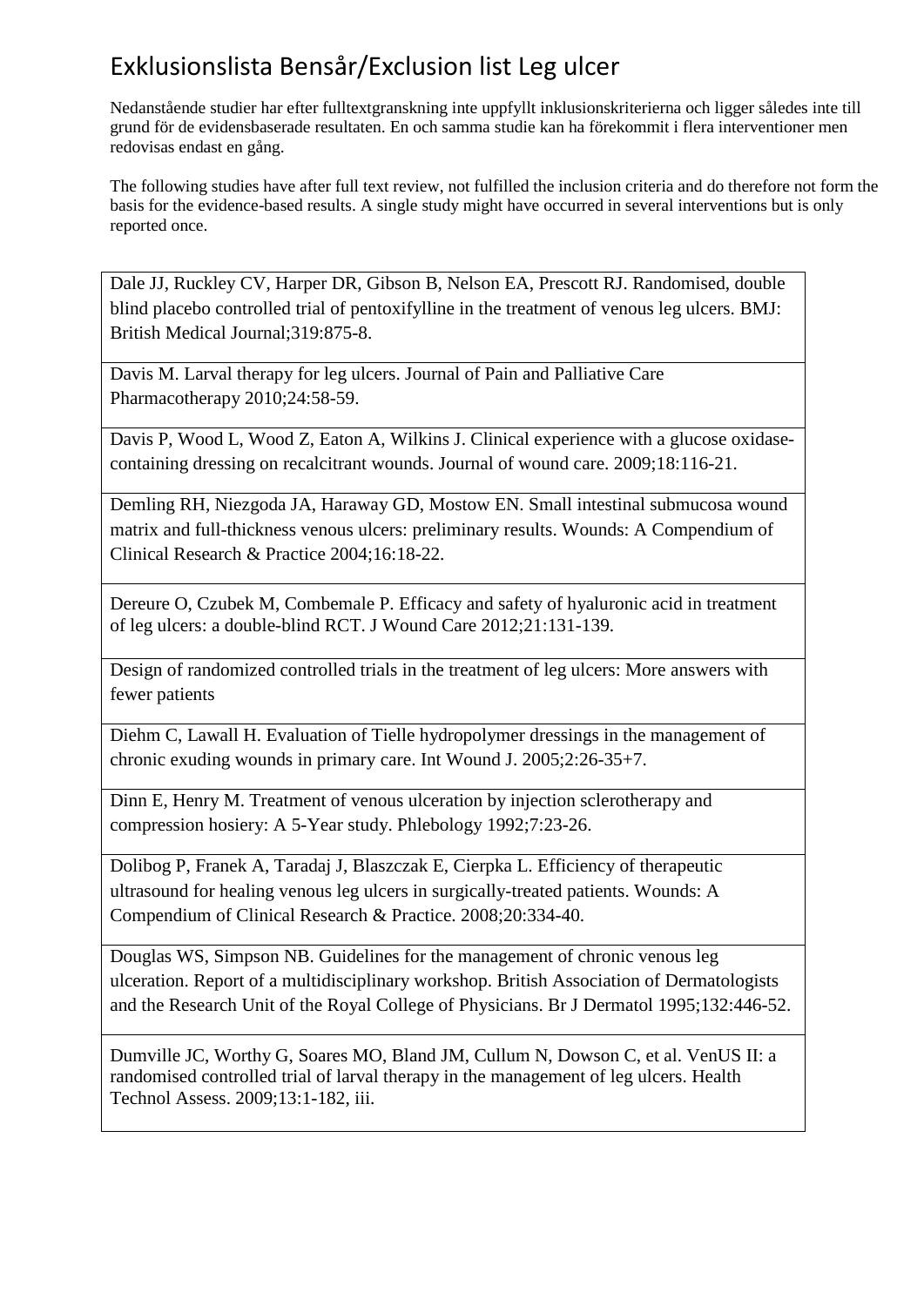# Exklusionslista Bensår/Exclusion list Leg ulcer

Nedanstående studier har efter fulltextgranskning inte uppfyllt inklusionskriterierna och ligger således inte till grund för de evidensbaserade resultaten. En och samma studie kan ha förekommit i flera interventioner men redovisas endast en gång.

The following studies have after full text review, not fulfilled the inclusion criteria and do therefore not form the basis for the evidence-based results. A single study might have occurred in several interventions but is only reported once.

| |
|---|
| Dale JJ, Ruckley CV, Harper DR, Gibson B, Nelson EA, Prescott RJ. Randomised, double blind placebo controlled trial of pentoxifylline in the treatment of venous leg ulcers. BMJ: British Medical Journal;319:875-8. |
| Davis M. Larval therapy for leg ulcers. Journal of Pain and Palliative Care Pharmacotherapy 2010;24:58-59. |
| Davis P, Wood L, Wood Z, Eaton A, Wilkins J. Clinical experience with a glucose oxidase-containing dressing on recalcitrant wounds. Journal of wound care. 2009;18:116-21. |
| Demling RH, Niezgoda JA, Haraway GD, Mostow EN. Small intestinal submucosa wound matrix and full-thickness venous ulcers: preliminary results. Wounds: A Compendium of Clinical Research & Practice 2004;16:18-22. |
| Dereure O, Czubek M, Combemale P. Efficacy and safety of hyaluronic acid in treatment of leg ulcers: a double-blind RCT. J Wound Care 2012;21:131-139. |
| Design of randomized controlled trials in the treatment of leg ulcers: More answers with fewer patients |
| Diehm C, Lawall H. Evaluation of Tielle hydropolymer dressings in the management of chronic exuding wounds in primary care. Int Wound J. 2005;2:26-35+7. |
| Dinn E, Henry M. Treatment of venous ulceration by injection sclerotherapy and compression hosiery: A 5-Year study. Phlebology 1992;7:23-26. |
| Dolibog P, Franek A, Taradaj J, Blaszczak E, Cierpka L. Efficiency of therapeutic ultrasound for healing venous leg ulcers in surgically-treated patients. Wounds: A Compendium of Clinical Research & Practice. 2008;20:334-40. |
| Douglas WS, Simpson NB. Guidelines for the management of chronic venous leg ulceration. Report of a multidisciplinary workshop. British Association of Dermatologists and the Research Unit of the Royal College of Physicians. Br J Dermatol 1995;132:446-52. |
| Dumville JC, Worthy G, Soares MO, Bland JM, Cullum N, Dowson C, et al. VenUS II: a randomised controlled trial of larval therapy in the management of leg ulcers. Health Technol Assess. 2009;13:1-182, iii. |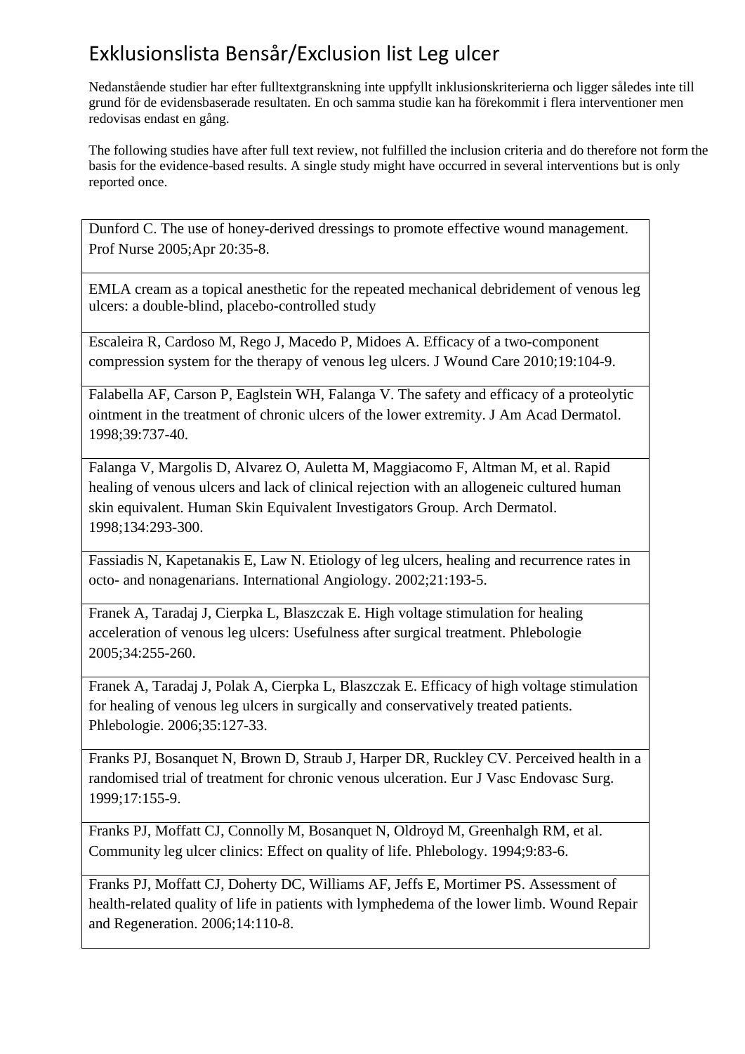# Exklusionslista Bensår/Exclusion list Leg ulcer

Nedanstående studier har efter fulltextgranskning inte uppfyllt inklusionskriterierna och ligger således inte till grund för de evidensbaserade resultaten. En och samma studie kan ha förekommit i flera interventioner men redovisas endast en gång.

The following studies have after full text review, not fulfilled the inclusion criteria and do therefore not form the basis for the evidence-based results. A single study might have occurred in several interventions but is only reported once.

| |
|---|
| Dunford C. The use of honey-derived dressings to promote effective wound management. Prof Nurse 2005;Apr 20:35-8. |
| EMLA cream as a topical anesthetic for the repeated mechanical debridement of venous leg ulcers: a double-blind, placebo-controlled study |
| Escaleira R, Cardoso M, Rego J, Macedo P, Midoes A. Efficacy of a two-component compression system for the therapy of venous leg ulcers. J Wound Care 2010;19:104-9. |
| Falabella AF, Carson P, Eaglstein WH, Falanga V. The safety and efficacy of a proteolytic ointment in the treatment of chronic ulcers of the lower extremity. J Am Acad Dermatol. 1998;39:737-40. |
| Falanga V, Margolis D, Alvarez O, Auletta M, Maggiacomo F, Altman M, et al. Rapid healing of venous ulcers and lack of clinical rejection with an allogeneic cultured human skin equivalent. Human Skin Equivalent Investigators Group. Arch Dermatol. 1998;134:293-300. |
| Fassiadis N, Kapetanakis E, Law N. Etiology of leg ulcers, healing and recurrence rates in octo- and nonagenarians. International Angiology. 2002;21:193-5. |
| Franek A, Taradaj J, Cierpka L, Blaszczak E. High voltage stimulation for healing acceleration of venous leg ulcers: Usefulness after surgical treatment. Phlebologie 2005;34:255-260. |
| Franek A, Taradaj J, Polak A, Cierpka L, Blaszczak E. Efficacy of high voltage stimulation for healing of venous leg ulcers in surgically and conservatively treated patients. Phlebologie. 2006;35:127-33. |
| Franks PJ, Bosanquet N, Brown D, Straub J, Harper DR, Ruckley CV. Perceived health in a randomised trial of treatment for chronic venous ulceration. Eur J Vasc Endovasc Surg. 1999;17:155-9. |
| Franks PJ, Moffatt CJ, Connolly M, Bosanquet N, Oldroyd M, Greenhalgh RM, et al. Community leg ulcer clinics: Effect on quality of life. Phlebology. 1994;9:83-6. |
| Franks PJ, Moffatt CJ, Doherty DC, Williams AF, Jeffs E, Mortimer PS. Assessment of health-related quality of life in patients with lymphedema of the lower limb. Wound Repair and Regeneration. 2006;14:110-8. |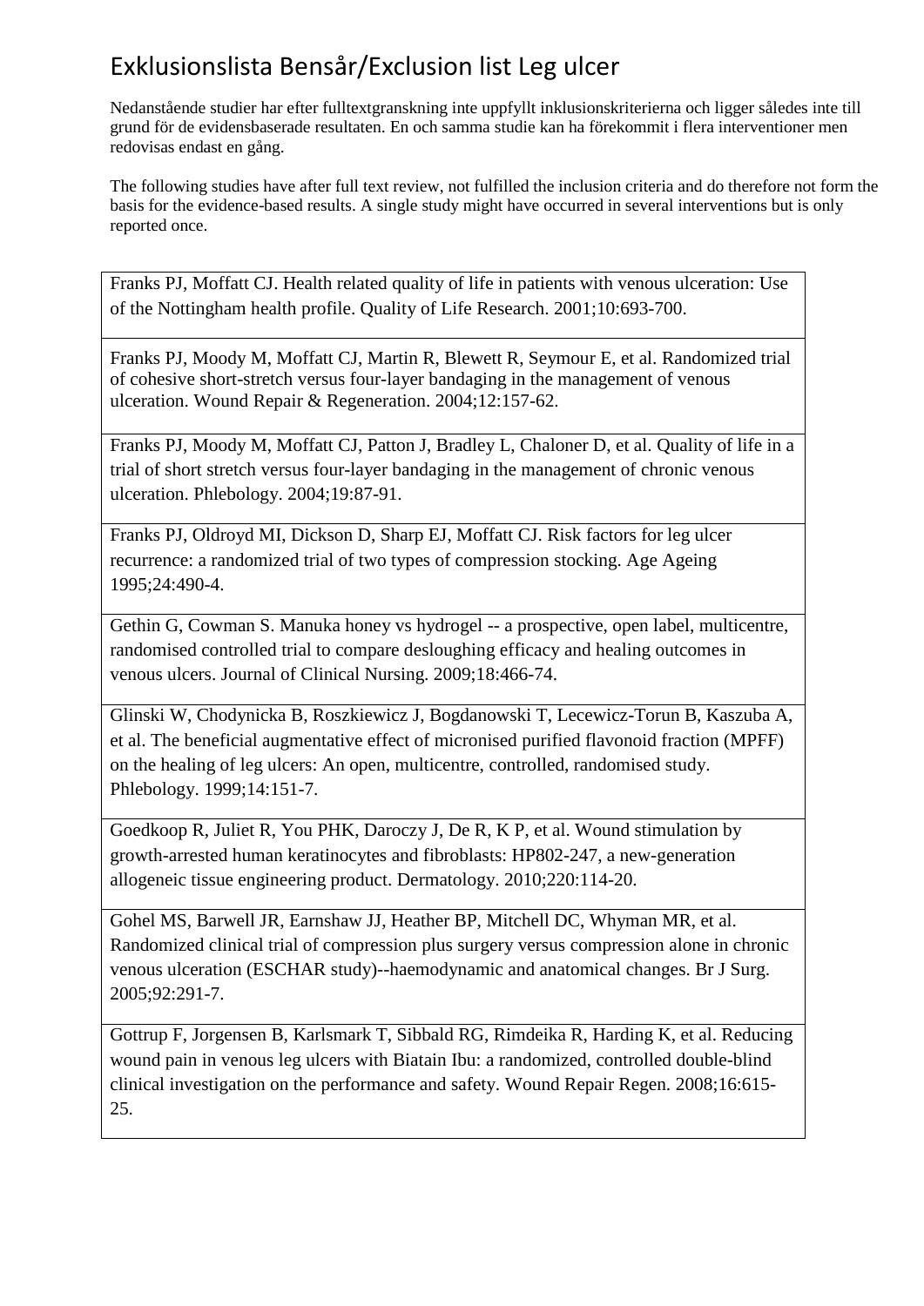# Exklusionslista Bensår/Exclusion list Leg ulcer

Nedanstående studier har efter fulltextgranskning inte uppfyllt inklusionskriterierna och ligger således inte till grund för de evidensbaserade resultaten. En och samma studie kan ha förekommit i flera interventioner men redovisas endast en gång.

The following studies have after full text review, not fulfilled the inclusion criteria and do therefore not form the basis for the evidence-based results. A single study might have occurred in several interventions but is only reported once.

| |
|---|
| Franks PJ, Moffatt CJ. Health related quality of life in patients with venous ulceration: Use of the Nottingham health profile. Quality of Life Research. 2001;10:693-700. |
| Franks PJ, Moody M, Moffatt CJ, Martin R, Blewett R, Seymour E, et al. Randomized trial of cohesive short-stretch versus four-layer bandaging in the management of venous ulceration. Wound Repair & Regeneration. 2004;12:157-62. |
| Franks PJ, Moody M, Moffatt CJ, Patton J, Bradley L, Chaloner D, et al. Quality of life in a trial of short stretch versus four-layer bandaging in the management of chronic venous ulceration. Phlebology. 2004;19:87-91. |
| Franks PJ, Oldroyd MI, Dickson D, Sharp EJ, Moffatt CJ. Risk factors for leg ulcer recurrence: a randomized trial of two types of compression stocking. Age Ageing 1995;24:490-4. |
| Gethin G, Cowman S. Manuka honey vs hydrogel -- a prospective, open label, multicentre, randomised controlled trial to compare desloughing efficacy and healing outcomes in venous ulcers. Journal of Clinical Nursing. 2009;18:466-74. |
| Glinski W, Chodynicka B, Roszkiewicz J, Bogdanowski T, Lecewicz-Torun B, Kaszuba A, et al. The beneficial augmentative effect of micronised purified flavonoid fraction (MPFF) on the healing of leg ulcers: An open, multicentre, controlled, randomised study. Phlebology. 1999;14:151-7. |
| Goedkoop R, Juliet R, You PHK, Daroczy J, De R, K P, et al. Wound stimulation by growth-arrested human keratinocytes and fibroblasts: HP802-247, a new-generation allogeneic tissue engineering product. Dermatology. 2010;220:114-20. |
| Gohel MS, Barwell JR, Earnshaw JJ, Heather BP, Mitchell DC, Whyman MR, et al. Randomized clinical trial of compression plus surgery versus compression alone in chronic venous ulceration (ESCHAR study)--haemodynamic and anatomical changes. Br J Surg. 2005;92:291-7. |
| Gottrup F, Jorgensen B, Karlsmark T, Sibbald RG, Rimdeika R, Harding K, et al. Reducing wound pain in venous leg ulcers with Biatain Ibu: a randomized, controlled double-blind clinical investigation on the performance and safety. Wound Repair Regen. 2008;16:615-25. |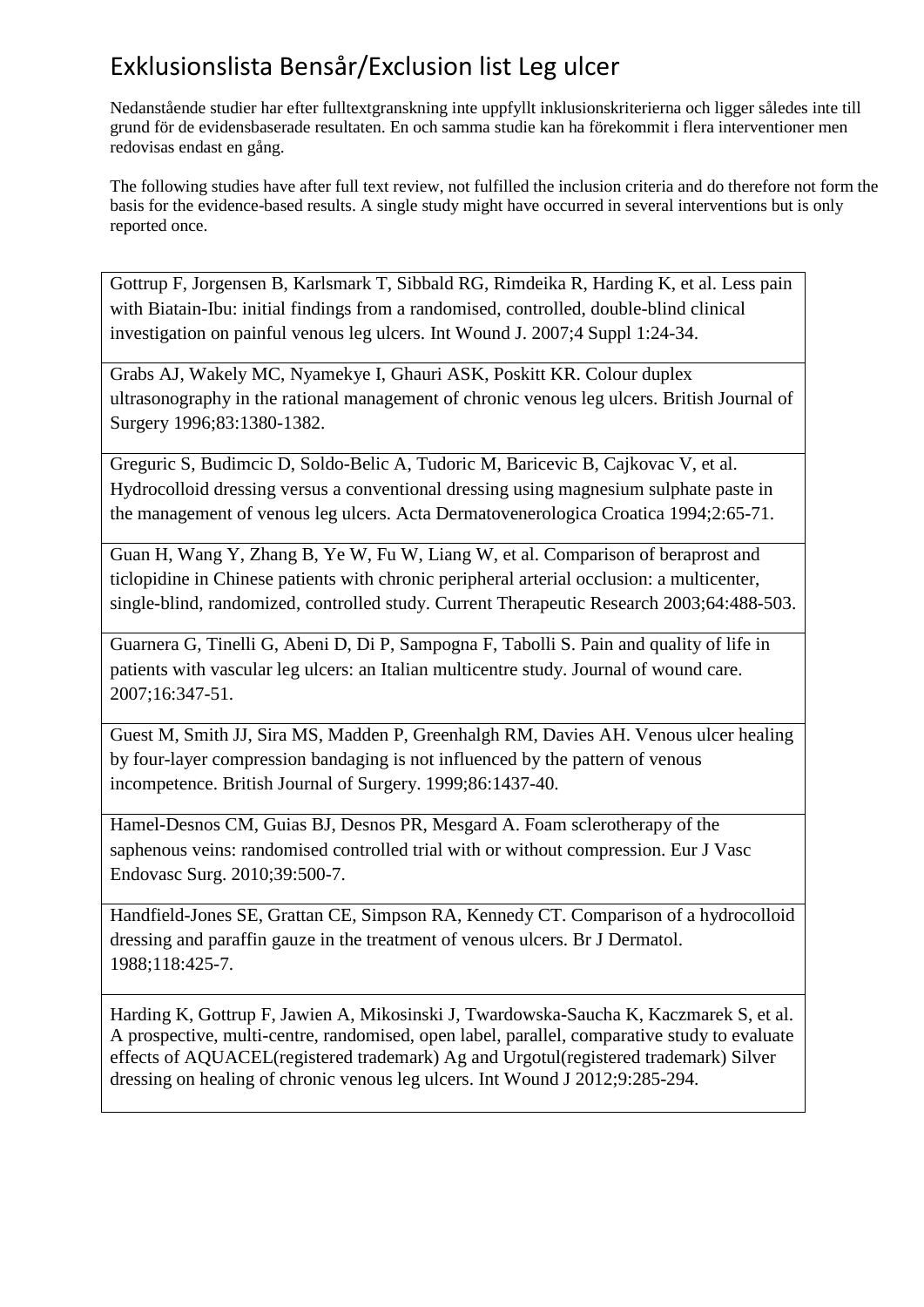# Exklusionslista Bensår/Exclusion list Leg ulcer

Nedanstående studier har efter fulltextgranskning inte uppfyllt inklusionskriterierna och ligger således inte till grund för de evidensbaserade resultaten. En och samma studie kan ha förekommit i flera interventioner men redovisas endast en gång.

The following studies have after full text review, not fulfilled the inclusion criteria and do therefore not form the basis for the evidence-based results. A single study might have occurred in several interventions but is only reported once.

| |
|---|
| Gottrup F, Jorgensen B, Karlsmark T, Sibbald RG, Rimdeika R, Harding K, et al. Less pain with Biatain-Ibu: initial findings from a randomised, controlled, double-blind clinical investigation on painful venous leg ulcers. Int Wound J. 2007;4 Suppl 1:24-34. |
| Grabs AJ, Wakely MC, Nyamekye I, Ghauri ASK, Poskitt KR. Colour duplex ultrasonography in the rational management of chronic venous leg ulcers. British Journal of Surgery 1996;83:1380-1382. |
| Greguric S, Budimcic D, Soldo-Belic A, Tudoric M, Baricevic B, Cajkovac V, et al. Hydrocolloid dressing versus a conventional dressing using magnesium sulphate paste in the management of venous leg ulcers. Acta Dermatovenerologica Croatica 1994;2:65-71. |
| Guan H, Wang Y, Zhang B, Ye W, Fu W, Liang W, et al. Comparison of beraprost and ticlopidine in Chinese patients with chronic peripheral arterial occlusion: a multicenter, single-blind, randomized, controlled study. Current Therapeutic Research 2003;64:488-503. |
| Guarnera G, Tinelli G, Abeni D, Di P, Sampogna F, Tabolli S. Pain and quality of life in patients with vascular leg ulcers: an Italian multicentre study. Journal of wound care. 2007;16:347-51. |
| Guest M, Smith JJ, Sira MS, Madden P, Greenhalgh RM, Davies AH. Venous ulcer healing by four-layer compression bandaging is not influenced by the pattern of venous incompetence. British Journal of Surgery. 1999;86:1437-40. |
| Hamel-Desnos CM, Guias BJ, Desnos PR, Mesgard A. Foam sclerotherapy of the saphenous veins: randomised controlled trial with or without compression. Eur J Vasc Endovasc Surg. 2010;39:500-7. |
| Handfield-Jones SE, Grattan CE, Simpson RA, Kennedy CT. Comparison of a hydrocolloid dressing and paraffin gauze in the treatment of venous ulcers. Br J Dermatol. 1988;118:425-7. |
| Harding K, Gottrup F, Jawien A, Mikosinski J, Twardowska-Saucha K, Kaczmarek S, et al. A prospective, multi-centre, randomised, open label, parallel, comparative study to evaluate effects of AQUACEL(registered trademark) Ag and Urgotul(registered trademark) Silver dressing on healing of chronic venous leg ulcers. Int Wound J 2012;9:285-294. |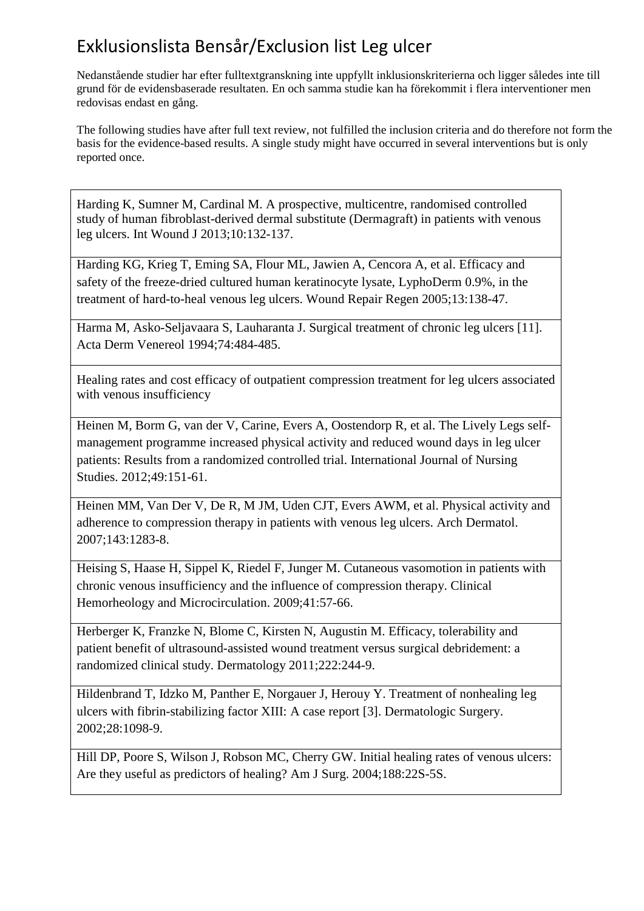# Exklusionslista Bensår/Exclusion list Leg ulcer

Nedanstående studier har efter fulltextgranskning inte uppfyllt inklusionskriterierna och ligger således inte till grund för de evidensbaserade resultaten. En och samma studie kan ha förekommit i flera interventioner men redovisas endast en gång.

The following studies have after full text review, not fulfilled the inclusion criteria and do therefore not form the basis for the evidence-based results. A single study might have occurred in several interventions but is only reported once.

| |
|---|
| Harding K, Sumner M, Cardinal M. A prospective, multicentre, randomised controlled study of human fibroblast-derived dermal substitute (Dermagraft) in patients with venous leg ulcers. Int Wound J 2013;10:132-137. |
| Harding KG, Krieg T, Eming SA, Flour ML, Jawien A, Cencora A, et al. Efficacy and safety of the freeze-dried cultured human keratinocyte lysate, LyphoDerm 0.9%, in the treatment of hard-to-heal venous leg ulcers. Wound Repair Regen 2005;13:138-47. |
| Harma M, Asko-Seljavaara S, Lauharanta J. Surgical treatment of chronic leg ulcers [11]. Acta Derm Venereol 1994;74:484-485. |
| Healing rates and cost efficacy of outpatient compression treatment for leg ulcers associated with venous insufficiency |
| Heinen M, Borm G, van der V, Carine, Evers A, Oostendorp R, et al. The Lively Legs self-management programme increased physical activity and reduced wound days in leg ulcer patients: Results from a randomized controlled trial. International Journal of Nursing Studies. 2012;49:151-61. |
| Heinen MM, Van Der V, De R, M JM, Uden CJT, Evers AWM, et al. Physical activity and adherence to compression therapy in patients with venous leg ulcers. Arch Dermatol. 2007;143:1283-8. |
| Heising S, Haase H, Sippel K, Riedel F, Junger M. Cutaneous vasomotion in patients with chronic venous insufficiency and the influence of compression therapy. Clinical Hemorheology and Microcirculation. 2009;41:57-66. |
| Herberger K, Franzke N, Blome C, Kirsten N, Augustin M. Efficacy, tolerability and patient benefit of ultrasound-assisted wound treatment versus surgical debridement: a randomized clinical study. Dermatology 2011;222:244-9. |
| Hildenbrand T, Idzko M, Panther E, Norgauer J, Herouy Y. Treatment of nonhealing leg ulcers with fibrin-stabilizing factor XIII: A case report [3]. Dermatologic Surgery. 2002;28:1098-9. |
| Hill DP, Poore S, Wilson J, Robson MC, Cherry GW. Initial healing rates of venous ulcers: Are they useful as predictors of healing? Am J Surg. 2004;188:22S-5S. |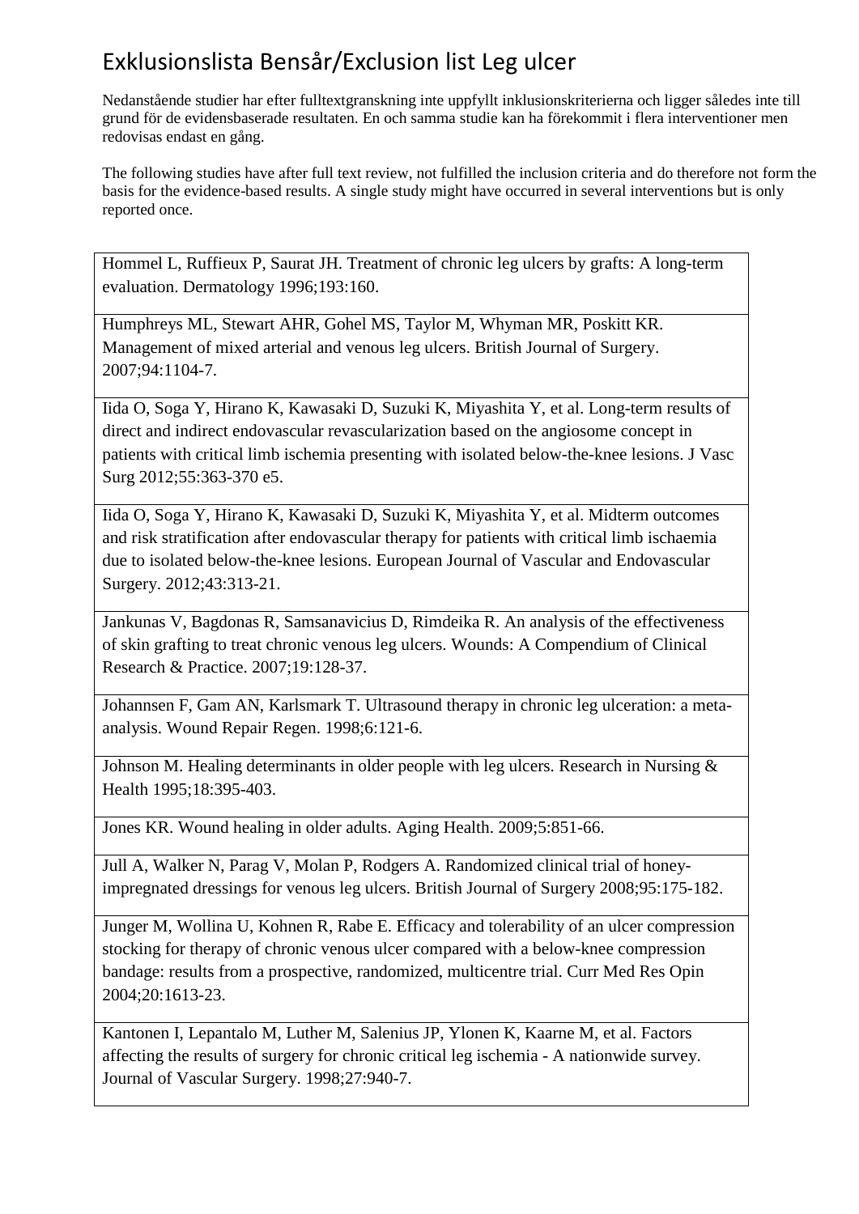# Exklusionslista Bensår/Exclusion list Leg ulcer

Nedanstående studier har efter fulltextgranskning inte uppfyllt inklusionskriterierna och ligger således inte till grund för de evidensbaserade resultaten. En och samma studie kan ha förekommit i flera interventioner men redovisas endast en gång.

The following studies have after full text review, not fulfilled the inclusion criteria and do therefore not form the basis for the evidence-based results. A single study might have occurred in several interventions but is only reported once.

| |
|---|
| Hommel L, Ruffieux P, Saurat JH. Treatment of chronic leg ulcers by grafts: A long-term evaluation. Dermatology 1996;193:160. |
| Humphreys ML, Stewart AHR, Gohel MS, Taylor M, Whyman MR, Poskitt KR. Management of mixed arterial and venous leg ulcers. British Journal of Surgery. 2007;94:1104-7. |
| Iida O, Soga Y, Hirano K, Kawasaki D, Suzuki K, Miyashita Y, et al. Long-term results of direct and indirect endovascular revascularization based on the angiosome concept in patients with critical limb ischemia presenting with isolated below-the-knee lesions. J Vasc Surg 2012;55:363-370 e5. |
| Iida O, Soga Y, Hirano K, Kawasaki D, Suzuki K, Miyashita Y, et al. Midterm outcomes and risk stratification after endovascular therapy for patients with critical limb ischaemia due to isolated below-the-knee lesions. European Journal of Vascular and Endovascular Surgery. 2012;43:313-21. |
| Jankunas V, Bagdonas R, Samsanavicius D, Rimdeika R. An analysis of the effectiveness of skin grafting to treat chronic venous leg ulcers. Wounds: A Compendium of Clinical Research & Practice. 2007;19:128-37. |
| Johannsen F, Gam AN, Karlsmark T. Ultrasound therapy in chronic leg ulceration: a meta-analysis. Wound Repair Regen. 1998;6:121-6. |
| Johnson M. Healing determinants in older people with leg ulcers. Research in Nursing & Health 1995;18:395-403. |
| Jones KR. Wound healing in older adults. Aging Health. 2009;5:851-66. |
| Jull A, Walker N, Parag V, Molan P, Rodgers A. Randomized clinical trial of honey-impregnated dressings for venous leg ulcers. British Journal of Surgery 2008;95:175-182. |
| Junger M, Wollina U, Kohnen R, Rabe E. Efficacy and tolerability of an ulcer compression stocking for therapy of chronic venous ulcer compared with a below-knee compression bandage: results from a prospective, randomized, multicentre trial. Curr Med Res Opin 2004;20:1613-23. |
| Kantonen I, Lepantalo M, Luther M, Salenius JP, Ylonen K, Kaarne M, et al. Factors affecting the results of surgery for chronic critical leg ischemia - A nationwide survey. Journal of Vascular Surgery. 1998;27:940-7. |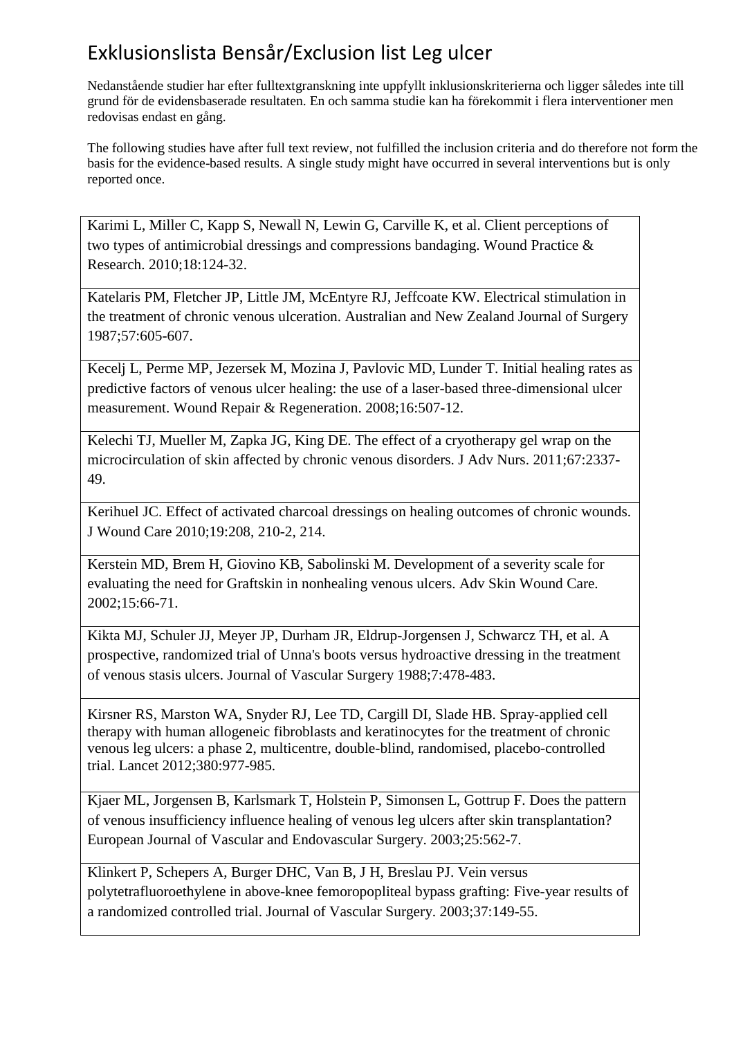# Exklusionslista Bensår/Exclusion list Leg ulcer

Nedanstående studier har efter fulltextgranskning inte uppfyllt inklusionskriterierna och ligger således inte till grund för de evidensbaserade resultaten. En och samma studie kan ha förekommit i flera interventioner men redovisas endast en gång.

The following studies have after full text review, not fulfilled the inclusion criteria and do therefore not form the basis for the evidence-based results. A single study might have occurred in several interventions but is only reported once.

| |
|---|
| Karimi L, Miller C, Kapp S, Newall N, Lewin G, Carville K, et al. Client perceptions of two types of antimicrobial dressings and compressions bandaging. Wound Practice & Research. 2010;18:124-32. |
| Katelaris PM, Fletcher JP, Little JM, McEntyre RJ, Jeffcoate KW. Electrical stimulation in the treatment of chronic venous ulceration. Australian and New Zealand Journal of Surgery 1987;57:605-607. |
| Kecelj L, Perme MP, Jezersek M, Mozina J, Pavlovic MD, Lunder T. Initial healing rates as predictive factors of venous ulcer healing: the use of a laser-based three-dimensional ulcer measurement. Wound Repair & Regeneration. 2008;16:507-12. |
| Kelechi TJ, Mueller M, Zapka JG, King DE. The effect of a cryotherapy gel wrap on the microcirculation of skin affected by chronic venous disorders. J Adv Nurs. 2011;67:2337-49. |
| Kerihuel JC. Effect of activated charcoal dressings on healing outcomes of chronic wounds. J Wound Care 2010;19:208, 210-2, 214. |
| Kerstein MD, Brem H, Giovino KB, Sabolinski M. Development of a severity scale for evaluating the need for Graftskin in nonhealing venous ulcers. Adv Skin Wound Care. 2002;15:66-71. |
| Kikta MJ, Schuler JJ, Meyer JP, Durham JR, Eldrup-Jorgensen J, Schwarcz TH, et al. A prospective, randomized trial of Unna's boots versus hydroactive dressing in the treatment of venous stasis ulcers. Journal of Vascular Surgery 1988;7:478-483. |
| Kirsner RS, Marston WA, Snyder RJ, Lee TD, Cargill DI, Slade HB. Spray-applied cell therapy with human allogeneic fibroblasts and keratinocytes for the treatment of chronic venous leg ulcers: a phase 2, multicentre, double-blind, randomised, placebo-controlled trial. Lancet 2012;380:977-985. |
| Kjaer ML, Jorgensen B, Karlsmark T, Holstein P, Simonsen L, Gottrup F. Does the pattern of venous insufficiency influence healing of venous leg ulcers after skin transplantation? European Journal of Vascular and Endovascular Surgery. 2003;25:562-7. |
| Klinkert P, Schepers A, Burger DHC, Van B, J H, Breslau PJ. Vein versus polytetrafluoroethylene in above-knee femoropopliteal bypass grafting: Five-year results of a randomized controlled trial. Journal of Vascular Surgery. 2003;37:149-55. |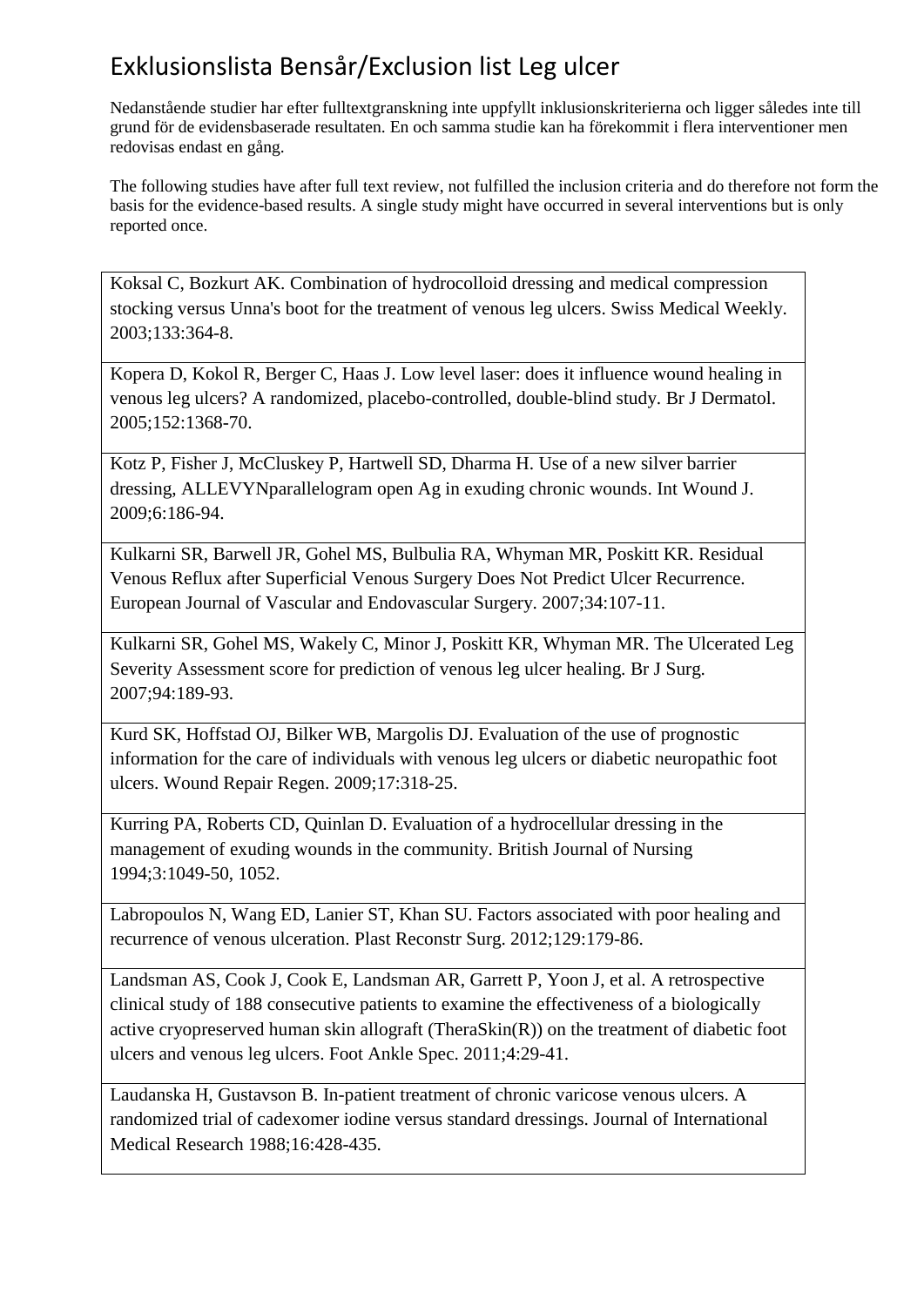# Exklusionslista Bensår/Exclusion list Leg ulcer

Nedanstående studier har efter fulltextgranskning inte uppfyllt inklusionskriterierna och ligger således inte till grund för de evidensbaserade resultaten. En och samma studie kan ha förekommit i flera interventioner men redovisas endast en gång.

The following studies have after full text review, not fulfilled the inclusion criteria and do therefore not form the basis for the evidence-based results. A single study might have occurred in several interventions but is only reported once.

| |
|---|
| Koksal C, Bozkurt AK. Combination of hydrocolloid dressing and medical compression stocking versus Unna's boot for the treatment of venous leg ulcers. Swiss Medical Weekly. 2003;133:364-8. |
| Kopera D, Kokol R, Berger C, Haas J. Low level laser: does it influence wound healing in venous leg ulcers? A randomized, placebo-controlled, double-blind study. Br J Dermatol. 2005;152:1368-70. |
| Kotz P, Fisher J, McCluskey P, Hartwell SD, Dharma H. Use of a new silver barrier dressing, ALLEVYNparallelogram open Ag in exuding chronic wounds. Int Wound J. 2009;6:186-94. |
| Kulkarni SR, Barwell JR, Gohel MS, Bulbulia RA, Whyman MR, Poskitt KR. Residual Venous Reflux after Superficial Venous Surgery Does Not Predict Ulcer Recurrence. European Journal of Vascular and Endovascular Surgery. 2007;34:107-11. |
| Kulkarni SR, Gohel MS, Wakely C, Minor J, Poskitt KR, Whyman MR. The Ulcerated Leg Severity Assessment score for prediction of venous leg ulcer healing. Br J Surg. 2007;94:189-93. |
| Kurd SK, Hoffstad OJ, Bilker WB, Margolis DJ. Evaluation of the use of prognostic information for the care of individuals with venous leg ulcers or diabetic neuropathic foot ulcers. Wound Repair Regen. 2009;17:318-25. |
| Kurring PA, Roberts CD, Quinlan D. Evaluation of a hydrocellular dressing in the management of exuding wounds in the community. British Journal of Nursing 1994;3:1049-50, 1052. |
| Labropoulos N, Wang ED, Lanier ST, Khan SU. Factors associated with poor healing and recurrence of venous ulceration. Plast Reconstr Surg. 2012;129:179-86. |
| Landsman AS, Cook J, Cook E, Landsman AR, Garrett P, Yoon J, et al. A retrospective clinical study of 188 consecutive patients to examine the effectiveness of a biologically active cryopreserved human skin allograft (TheraSkin(R)) on the treatment of diabetic foot ulcers and venous leg ulcers. Foot Ankle Spec. 2011;4:29-41. |
| Laudanska H, Gustavson B. In-patient treatment of chronic varicose venous ulcers. A randomized trial of cadexomer iodine versus standard dressings. Journal of International Medical Research 1988;16:428-435. |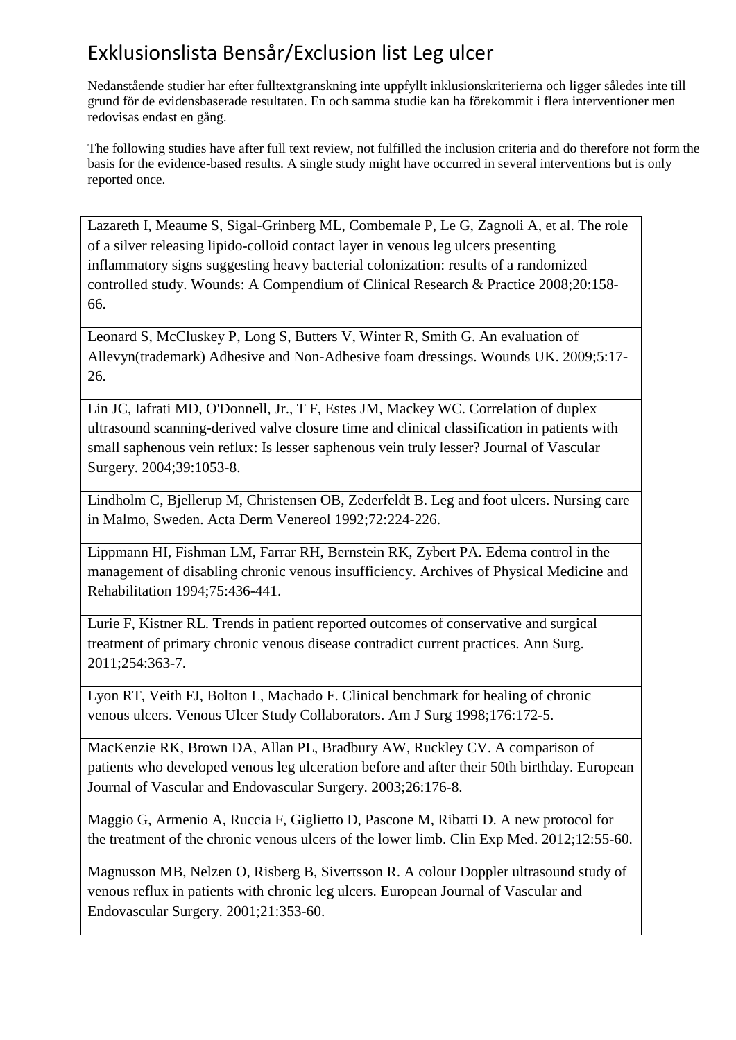# Exklusionslista Bensår/Exclusion list Leg ulcer

Nedanstående studier har efter fulltextgranskning inte uppfyllt inklusionskriterierna och ligger således inte till grund för de evidensbaserade resultaten. En och samma studie kan ha förekommit i flera interventioner men redovisas endast en gång.

The following studies have after full text review, not fulfilled the inclusion criteria and do therefore not form the basis for the evidence-based results. A single study might have occurred in several interventions but is only reported once.

| |
|---|
| Lazareth I, Meaume S, Sigal-Grinberg ML, Combemale P, Le G, Zagnoli A, et al. The role of a silver releasing lipido-colloid contact layer in venous leg ulcers presenting inflammatory signs suggesting heavy bacterial colonization: results of a randomized controlled study. Wounds: A Compendium of Clinical Research & Practice 2008;20:158-66. |
| Leonard S, McCluskey P, Long S, Butters V, Winter R, Smith G. An evaluation of Allevyn(trademark) Adhesive and Non-Adhesive foam dressings. Wounds UK. 2009;5:17-26. |
| Lin JC, Iafrati MD, O'Donnell, Jr., T F, Estes JM, Mackey WC. Correlation of duplex ultrasound scanning-derived valve closure time and clinical classification in patients with small saphenous vein reflux: Is lesser saphenous vein truly lesser? Journal of Vascular Surgery. 2004;39:1053-8. |
| Lindholm C, Bjellerup M, Christensen OB, Zederfeldt B. Leg and foot ulcers. Nursing care in Malmo, Sweden. Acta Derm Venereol 1992;72:224-226. |
| Lippmann HI, Fishman LM, Farrar RH, Bernstein RK, Zybert PA. Edema control in the management of disabling chronic venous insufficiency. Archives of Physical Medicine and Rehabilitation 1994;75:436-441. |
| Lurie F, Kistner RL. Trends in patient reported outcomes of conservative and surgical treatment of primary chronic venous disease contradict current practices. Ann Surg. 2011;254:363-7. |
| Lyon RT, Veith FJ, Bolton L, Machado F. Clinical benchmark for healing of chronic venous ulcers. Venous Ulcer Study Collaborators. Am J Surg 1998;176:172-5. |
| MacKenzie RK, Brown DA, Allan PL, Bradbury AW, Ruckley CV. A comparison of patients who developed venous leg ulceration before and after their 50th birthday. European Journal of Vascular and Endovascular Surgery. 2003;26:176-8. |
| Maggio G, Armenio A, Ruccia F, Giglietto D, Pascone M, Ribatti D. A new protocol for the treatment of the chronic venous ulcers of the lower limb. Clin Exp Med. 2012;12:55-60. |
| Magnusson MB, Nelzen O, Risberg B, Sivertsson R. A colour Doppler ultrasound study of venous reflux in patients with chronic leg ulcers. European Journal of Vascular and Endovascular Surgery. 2001;21:353-60. |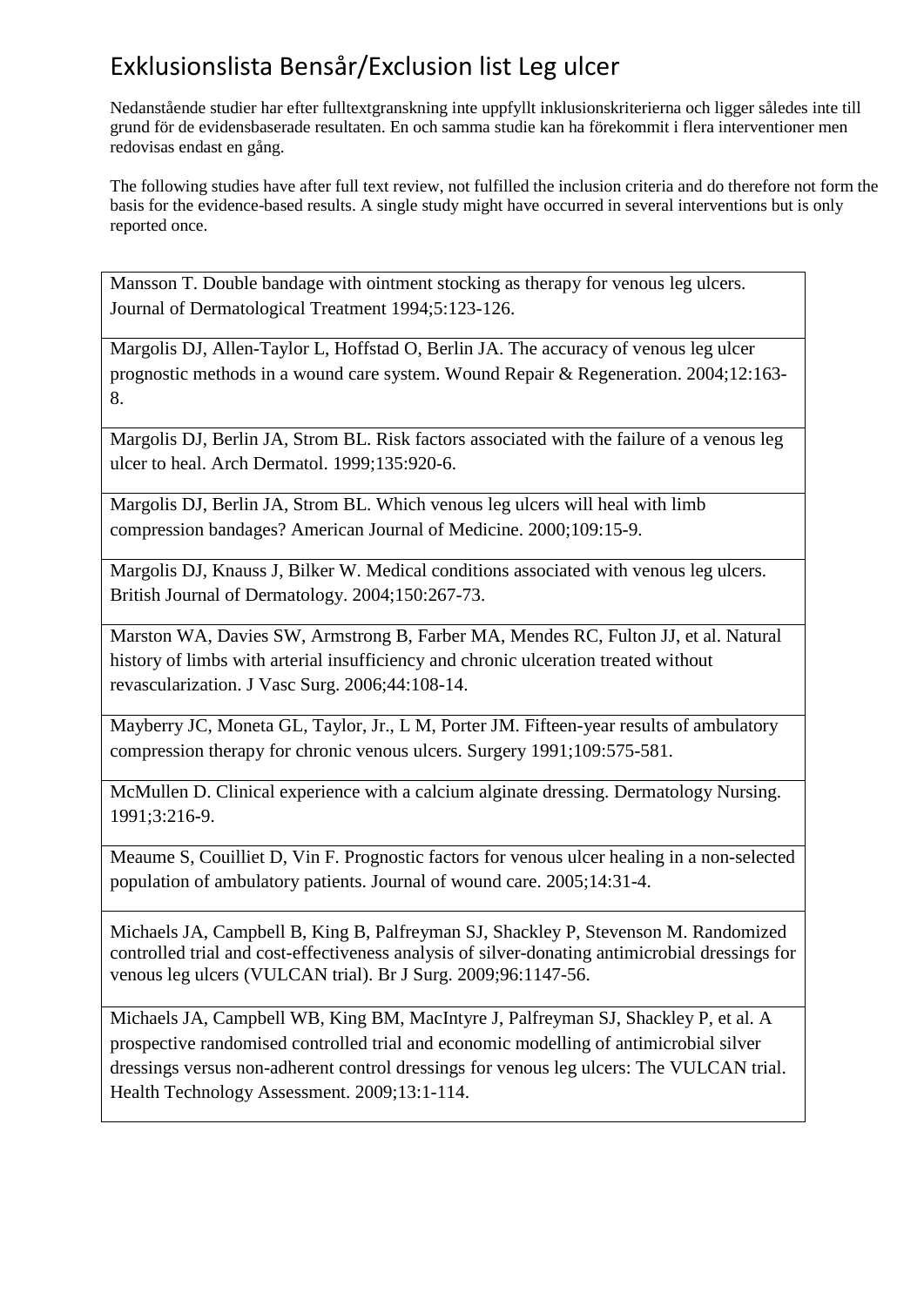# Exklusionslista Bensår/Exclusion list Leg ulcer

Nedanstående studier har efter fulltextgranskning inte uppfyllt inklusionskriterierna och ligger således inte till grund för de evidensbaserade resultaten. En och samma studie kan ha förekommit i flera interventioner men redovisas endast en gång.

The following studies have after full text review, not fulfilled the inclusion criteria and do therefore not form the basis for the evidence-based results. A single study might have occurred in several interventions but is only reported once.

| |
|---|
| Mansson T. Double bandage with ointment stocking as therapy for venous leg ulcers. Journal of Dermatological Treatment 1994;5:123-126. |
| Margolis DJ, Allen-Taylor L, Hoffstad O, Berlin JA. The accuracy of venous leg ulcer prognostic methods in a wound care system. Wound Repair & Regeneration. 2004;12:163-8. |
| Margolis DJ, Berlin JA, Strom BL. Risk factors associated with the failure of a venous leg ulcer to heal. Arch Dermatol. 1999;135:920-6. |
| Margolis DJ, Berlin JA, Strom BL. Which venous leg ulcers will heal with limb compression bandages? American Journal of Medicine. 2000;109:15-9. |
| Margolis DJ, Knauss J, Bilker W. Medical conditions associated with venous leg ulcers. British Journal of Dermatology. 2004;150:267-73. |
| Marston WA, Davies SW, Armstrong B, Farber MA, Mendes RC, Fulton JJ, et al. Natural history of limbs with arterial insufficiency and chronic ulceration treated without revascularization. J Vasc Surg. 2006;44:108-14. |
| Mayberry JC, Moneta GL, Taylor, Jr., L M, Porter JM. Fifteen-year results of ambulatory compression therapy for chronic venous ulcers. Surgery 1991;109:575-581. |
| McMullen D. Clinical experience with a calcium alginate dressing. Dermatology Nursing. 1991;3:216-9. |
| Meaume S, Couilliet D, Vin F. Prognostic factors for venous ulcer healing in a non-selected population of ambulatory patients. Journal of wound care. 2005;14:31-4. |
| Michaels JA, Campbell B, King B, Palfreyman SJ, Shackley P, Stevenson M. Randomized controlled trial and cost-effectiveness analysis of silver-donating antimicrobial dressings for venous leg ulcers (VULCAN trial). Br J Surg. 2009;96:1147-56. |
| Michaels JA, Campbell WB, King BM, MacIntyre J, Palfreyman SJ, Shackley P, et al. A prospective randomised controlled trial and economic modelling of antimicrobial silver dressings versus non-adherent control dressings for venous leg ulcers: The VULCAN trial. Health Technology Assessment. 2009;13:1-114. |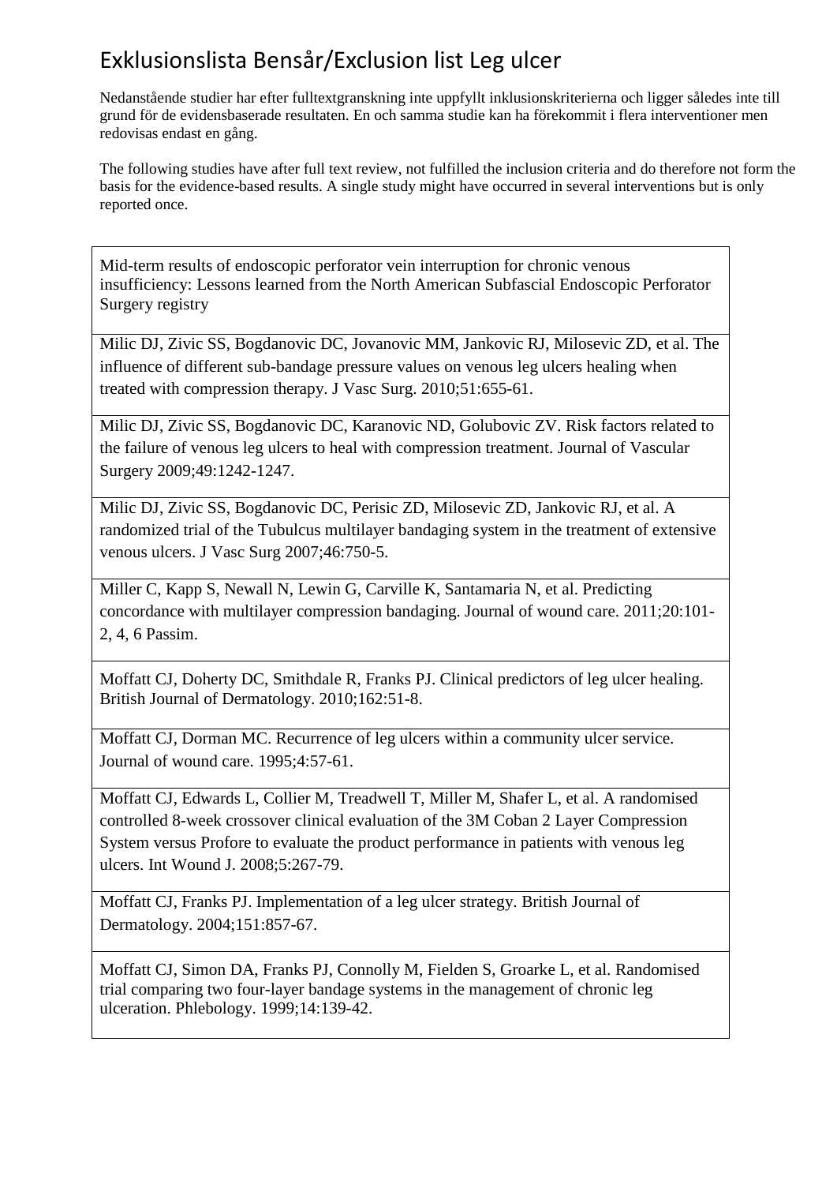# Exklusionslista Bensår/Exclusion list Leg ulcer

Nedanstående studier har efter fulltextgranskning inte uppfyllt inklusionskriterierna och ligger således inte till grund för de evidensbaserade resultaten. En och samma studie kan ha förekommit i flera interventioner men redovisas endast en gång.

The following studies have after full text review, not fulfilled the inclusion criteria and do therefore not form the basis for the evidence-based results. A single study might have occurred in several interventions but is only reported once.

| |
|---|
| Mid-term results of endoscopic perforator vein interruption for chronic venous insufficiency: Lessons learned from the North American Subfascial Endoscopic Perforator Surgery registry |
| Milic DJ, Zivic SS, Bogdanovic DC, Jovanovic MM, Jankovic RJ, Milosevic ZD, et al. The influence of different sub-bandage pressure values on venous leg ulcers healing when treated with compression therapy. J Vasc Surg. 2010;51:655-61. |
| Milic DJ, Zivic SS, Bogdanovic DC, Karanovic ND, Golubovic ZV. Risk factors related to the failure of venous leg ulcers to heal with compression treatment. Journal of Vascular Surgery 2009;49:1242-1247. |
| Milic DJ, Zivic SS, Bogdanovic DC, Perisic ZD, Milosevic ZD, Jankovic RJ, et al. A randomized trial of the Tubulcus multilayer bandaging system in the treatment of extensive venous ulcers. J Vasc Surg 2007;46:750-5. |
| Miller C, Kapp S, Newall N, Lewin G, Carville K, Santamaria N, et al. Predicting concordance with multilayer compression bandaging. Journal of wound care. 2011;20:101-2, 4, 6 Passim. |
| Moffatt CJ, Doherty DC, Smithdale R, Franks PJ. Clinical predictors of leg ulcer healing. British Journal of Dermatology. 2010;162:51-8. |
| Moffatt CJ, Dorman MC. Recurrence of leg ulcers within a community ulcer service. Journal of wound care. 1995;4:57-61. |
| Moffatt CJ, Edwards L, Collier M, Treadwell T, Miller M, Shafer L, et al. A randomised controlled 8-week crossover clinical evaluation of the 3M Coban 2 Layer Compression System versus Profore to evaluate the product performance in patients with venous leg ulcers. Int Wound J. 2008;5:267-79. |
| Moffatt CJ, Franks PJ. Implementation of a leg ulcer strategy. British Journal of Dermatology. 2004;151:857-67. |
| Moffatt CJ, Simon DA, Franks PJ, Connolly M, Fielden S, Groarke L, et al. Randomised trial comparing two four-layer bandage systems in the management of chronic leg ulceration. Phlebology. 1999;14:139-42. |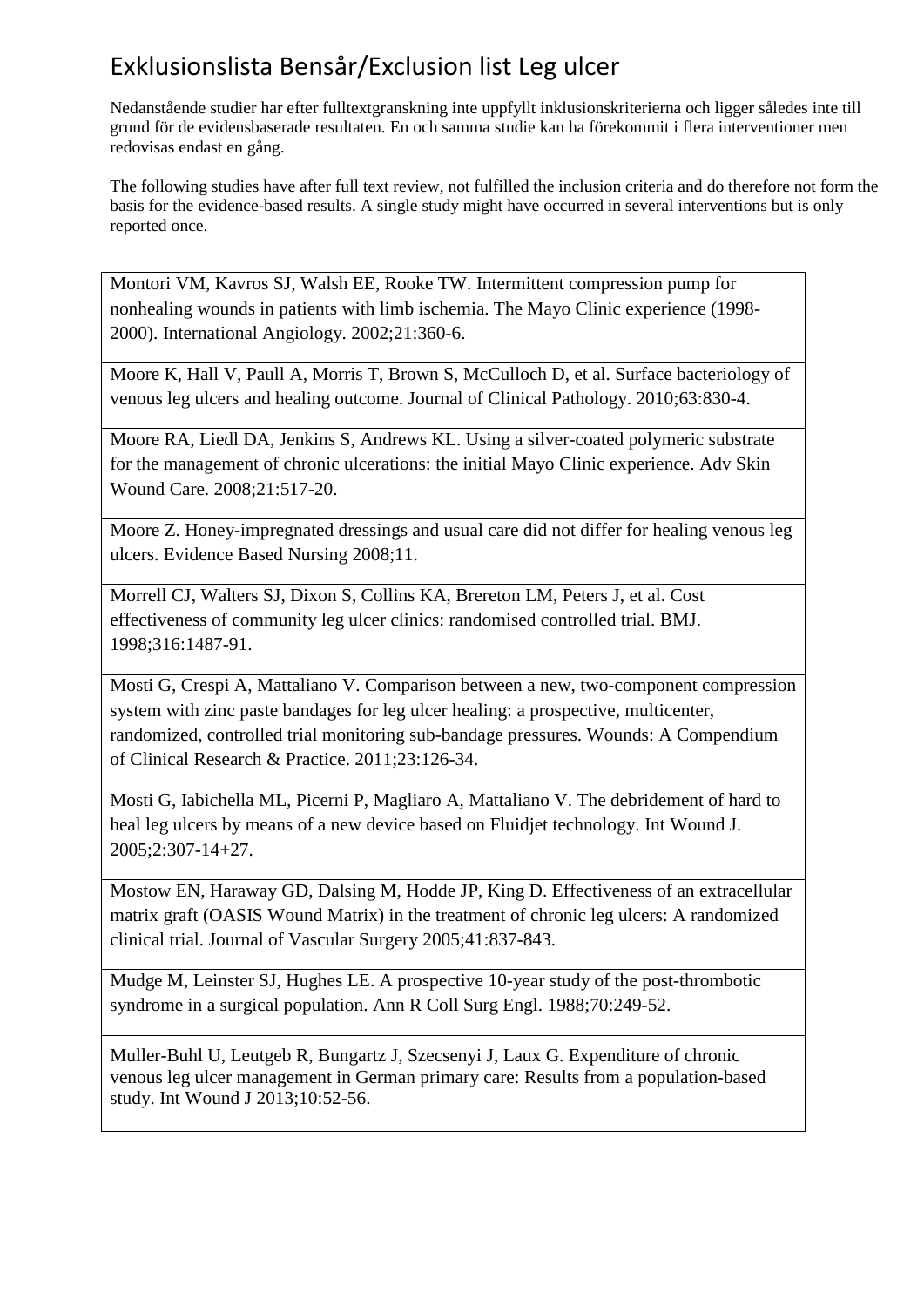# Exklusionslista Bensår/Exclusion list Leg ulcer

Nedanstående studier har efter fulltextgranskning inte uppfyllt inklusionskriterierna och ligger således inte till grund för de evidensbaserade resultaten. En och samma studie kan ha förekommit i flera interventioner men redovisas endast en gång.

The following studies have after full text review, not fulfilled the inclusion criteria and do therefore not form the basis for the evidence-based results. A single study might have occurred in several interventions but is only reported once.

| |
|---|
| Montori VM, Kavros SJ, Walsh EE, Rooke TW. Intermittent compression pump for nonhealing wounds in patients with limb ischemia. The Mayo Clinic experience (1998-2000). International Angiology. 2002;21:360-6. |
| Moore K, Hall V, Paull A, Morris T, Brown S, McCulloch D, et al. Surface bacteriology of venous leg ulcers and healing outcome. Journal of Clinical Pathology. 2010;63:830-4. |
| Moore RA, Liedl DA, Jenkins S, Andrews KL. Using a silver-coated polymeric substrate for the management of chronic ulcerations: the initial Mayo Clinic experience. Adv Skin Wound Care. 2008;21:517-20. |
| Moore Z. Honey-impregnated dressings and usual care did not differ for healing venous leg ulcers. Evidence Based Nursing 2008;11. |
| Morrell CJ, Walters SJ, Dixon S, Collins KA, Brereton LM, Peters J, et al. Cost effectiveness of community leg ulcer clinics: randomised controlled trial. BMJ. 1998;316:1487-91. |
| Mosti G, Crespi A, Mattaliano V. Comparison between a new, two-component compression system with zinc paste bandages for leg ulcer healing: a prospective, multicenter, randomized, controlled trial monitoring sub-bandage pressures. Wounds: A Compendium of Clinical Research & Practice. 2011;23:126-34. |
| Mosti G, Iabichella ML, Picerni P, Magliaro A, Mattaliano V. The debridement of hard to heal leg ulcers by means of a new device based on Fluidjet technology. Int Wound J. 2005;2:307-14+27. |
| Mostow EN, Haraway GD, Dalsing M, Hodde JP, King D. Effectiveness of an extracellular matrix graft (OASIS Wound Matrix) in the treatment of chronic leg ulcers: A randomized clinical trial. Journal of Vascular Surgery 2005;41:837-843. |
| Mudge M, Leinster SJ, Hughes LE. A prospective 10-year study of the post-thrombotic syndrome in a surgical population. Ann R Coll Surg Engl. 1988;70:249-52. |
| Muller-Buhl U, Leutgeb R, Bungartz J, Szecsenyi J, Laux G. Expenditure of chronic venous leg ulcer management in German primary care: Results from a population-based study. Int Wound J 2013;10:52-56. |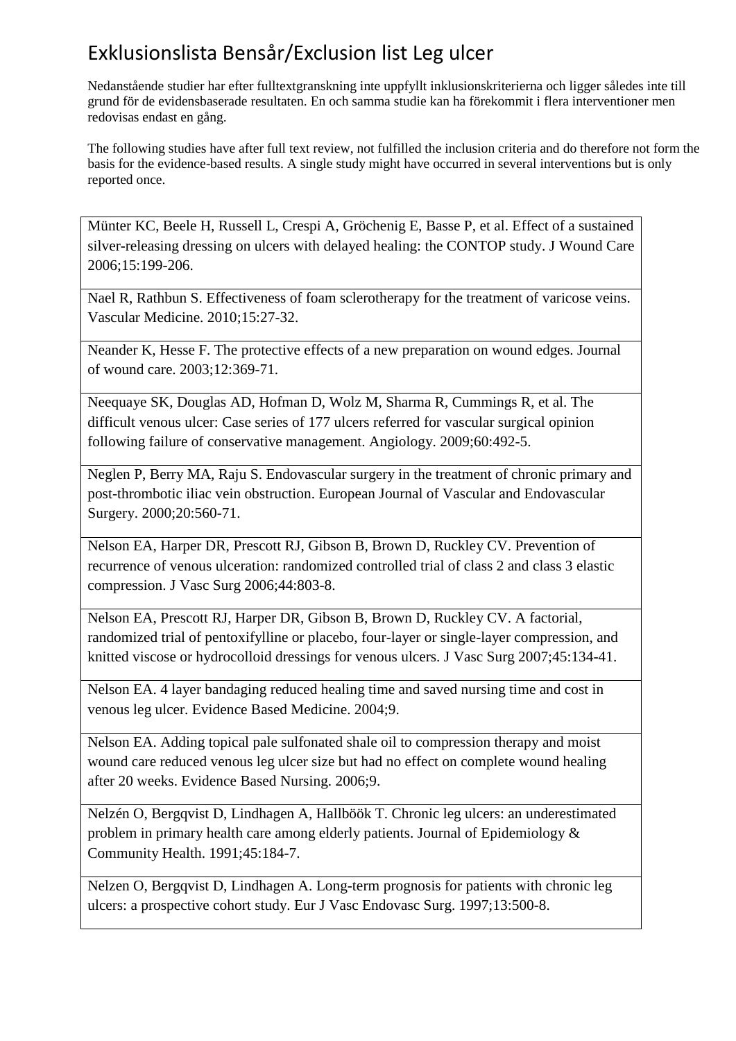# Exklusionslista Bensår/Exclusion list Leg ulcer

Nedanstående studier har efter fulltextgranskning inte uppfyllt inklusionskriterierna och ligger således inte till grund för de evidensbaserade resultaten. En och samma studie kan ha förekommit i flera interventioner men redovisas endast en gång.

The following studies have after full text review, not fulfilled the inclusion criteria and do therefore not form the basis for the evidence-based results. A single study might have occurred in several interventions but is only reported once.

| |
|---|
| Münter KC, Beele H, Russell L, Crespi A, Gröchenig E, Basse P, et al. Effect of a sustained silver-releasing dressing on ulcers with delayed healing: the CONTOP study. J Wound Care 2006;15:199-206. |
| Nael R, Rathbun S. Effectiveness of foam sclerotherapy for the treatment of varicose veins. Vascular Medicine. 2010;15:27-32. |
| Neander K, Hesse F. The protective effects of a new preparation on wound edges. Journal of wound care. 2003;12:369-71. |
| Neequaye SK, Douglas AD, Hofman D, Wolz M, Sharma R, Cummings R, et al. The difficult venous ulcer: Case series of 177 ulcers referred for vascular surgical opinion following failure of conservative management. Angiology. 2009;60:492-5. |
| Neglen P, Berry MA, Raju S. Endovascular surgery in the treatment of chronic primary and post-thrombotic iliac vein obstruction. European Journal of Vascular and Endovascular Surgery. 2000;20:560-71. |
| Nelson EA, Harper DR, Prescott RJ, Gibson B, Brown D, Ruckley CV. Prevention of recurrence of venous ulceration: randomized controlled trial of class 2 and class 3 elastic compression. J Vasc Surg 2006;44:803-8. |
| Nelson EA, Prescott RJ, Harper DR, Gibson B, Brown D, Ruckley CV. A factorial, randomized trial of pentoxifylline or placebo, four-layer or single-layer compression, and knitted viscose or hydrocolloid dressings for venous ulcers. J Vasc Surg 2007;45:134-41. |
| Nelson EA. 4 layer bandaging reduced healing time and saved nursing time and cost in venous leg ulcer. Evidence Based Medicine. 2004;9. |
| Nelson EA. Adding topical pale sulfonated shale oil to compression therapy and moist wound care reduced venous leg ulcer size but had no effect on complete wound healing after 20 weeks. Evidence Based Nursing. 2006;9. |
| Nelzén O, Bergqvist D, Lindhagen A, Hallböök T. Chronic leg ulcers: an underestimated problem in primary health care among elderly patients. Journal of Epidemiology & Community Health. 1991;45:184-7. |
| Nelzen O, Bergqvist D, Lindhagen A. Long-term prognosis for patients with chronic leg ulcers: a prospective cohort study. Eur J Vasc Endovasc Surg. 1997;13:500-8. |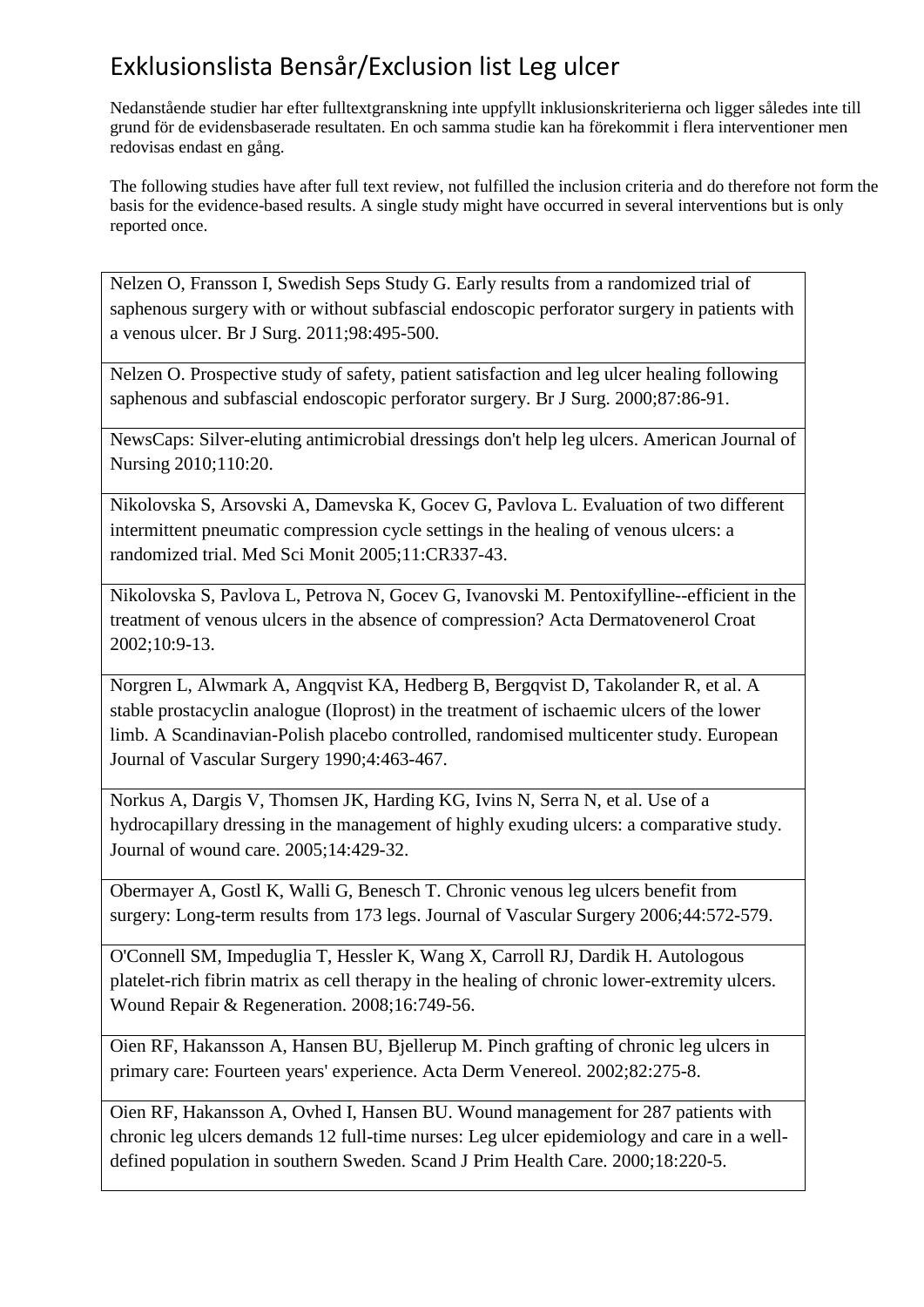# Exklusionslista Bensår/Exclusion list Leg ulcer

Nedanstående studier har efter fulltextgranskning inte uppfyllt inklusionskriterierna och ligger således inte till grund för de evidensbaserade resultaten. En och samma studie kan ha förekommit i flera interventioner men redovisas endast en gång.

The following studies have after full text review, not fulfilled the inclusion criteria and do therefore not form the basis for the evidence-based results. A single study might have occurred in several interventions but is only reported once.

| |
|---|
| Nelzen O, Fransson I, Swedish Seps Study G. Early results from a randomized trial of saphenous surgery with or without subfascial endoscopic perforator surgery in patients with a venous ulcer. Br J Surg. 2011;98:495-500. |
| Nelzen O. Prospective study of safety, patient satisfaction and leg ulcer healing following saphenous and subfascial endoscopic perforator surgery. Br J Surg. 2000;87:86-91. |
| NewsCaps: Silver-eluting antimicrobial dressings don't help leg ulcers. American Journal of Nursing 2010;110:20. |
| Nikolovska S, Arsovski A, Damevska K, Gocev G, Pavlova L. Evaluation of two different intermittent pneumatic compression cycle settings in the healing of venous ulcers: a randomized trial. Med Sci Monit 2005;11:CR337-43. |
| Nikolovska S, Pavlova L, Petrova N, Gocev G, Ivanovski M. Pentoxifylline--efficient in the treatment of venous ulcers in the absence of compression? Acta Dermatovenerol Croat 2002;10:9-13. |
| Norgren L, Alwmark A, Angqvist KA, Hedberg B, Bergqvist D, Takolander R, et al. A stable prostacyclin analogue (Iloprost) in the treatment of ischaemic ulcers of the lower limb. A Scandinavian-Polish placebo controlled, randomised multicenter study. European Journal of Vascular Surgery 1990;4:463-467. |
| Norkus A, Dargis V, Thomsen JK, Harding KG, Ivins N, Serra N, et al. Use of a hydrocapillary dressing in the management of highly exuding ulcers: a comparative study. Journal of wound care. 2005;14:429-32. |
| Obermayer A, Gostl K, Walli G, Benesch T. Chronic venous leg ulcers benefit from surgery: Long-term results from 173 legs. Journal of Vascular Surgery 2006;44:572-579. |
| O'Connell SM, Impeduglia T, Hessler K, Wang X, Carroll RJ, Dardik H. Autologous platelet-rich fibrin matrix as cell therapy in the healing of chronic lower-extremity ulcers. Wound Repair & Regeneration. 2008;16:749-56. |
| Oien RF, Hakansson A, Hansen BU, Bjellerup M. Pinch grafting of chronic leg ulcers in primary care: Fourteen years' experience. Acta Derm Venereol. 2002;82:275-8. |
| Oien RF, Hakansson A, Ovhed I, Hansen BU. Wound management for 287 patients with chronic leg ulcers demands 12 full-time nurses: Leg ulcer epidemiology and care in a well-defined population in southern Sweden. Scand J Prim Health Care. 2000;18:220-5. |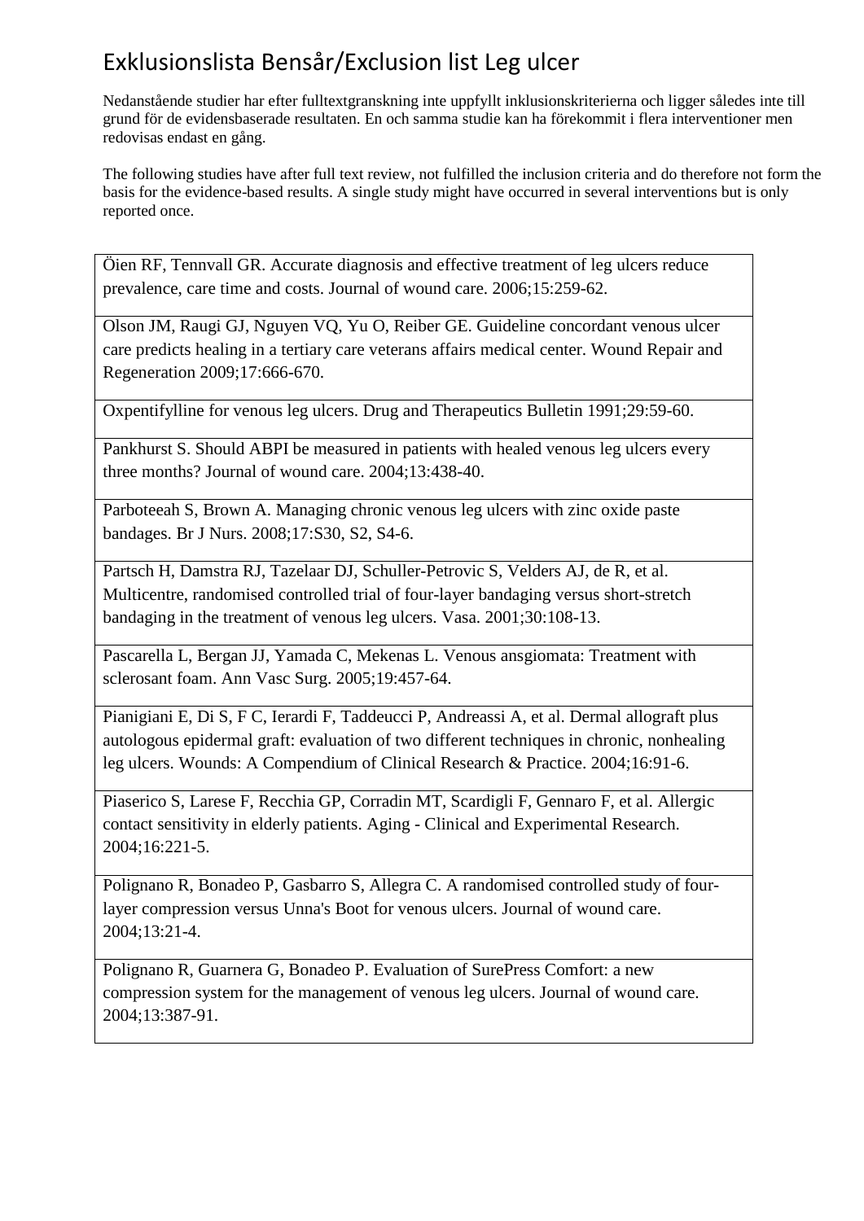# Exklusionslista Bensår/Exclusion list Leg ulcer

Nedanstående studier har efter fulltextgranskning inte uppfyllt inklusionskriterierna och ligger således inte till grund för de evidensbaserade resultaten. En och samma studie kan ha förekommit i flera interventioner men redovisas endast en gång.

The following studies have after full text review, not fulfilled the inclusion criteria and do therefore not form the basis for the evidence-based results. A single study might have occurred in several interventions but is only reported once.

| |
|---|
| Öien RF, Tennvall GR. Accurate diagnosis and effective treatment of leg ulcers reduce prevalence, care time and costs. Journal of wound care. 2006;15:259-62. |
| Olson JM, Raugi GJ, Nguyen VQ, Yu O, Reiber GE. Guideline concordant venous ulcer care predicts healing in a tertiary care veterans affairs medical center. Wound Repair and Regeneration 2009;17:666-670. |
| Oxpentifylline for venous leg ulcers. Drug and Therapeutics Bulletin 1991;29:59-60. |
| Pankhurst S. Should ABPI be measured in patients with healed venous leg ulcers every three months? Journal of wound care. 2004;13:438-40. |
| Parboteeah S, Brown A. Managing chronic venous leg ulcers with zinc oxide paste bandages. Br J Nurs. 2008;17:S30, S2, S4-6. |
| Partsch H, Damstra RJ, Tazelaar DJ, Schuller-Petrovic S, Velders AJ, de R, et al. Multicentre, randomised controlled trial of four-layer bandaging versus short-stretch bandaging in the treatment of venous leg ulcers. Vasa. 2001;30:108-13. |
| Pascarella L, Bergan JJ, Yamada C, Mekenas L. Venous ansgiomata: Treatment with sclerosant foam. Ann Vasc Surg. 2005;19:457-64. |
| Pianigiani E, Di S, F C, Ierardi F, Taddeucci P, Andreassi A, et al. Dermal allograft plus autologous epidermal graft: evaluation of two different techniques in chronic, nonhealing leg ulcers. Wounds: A Compendium of Clinical Research & Practice. 2004;16:91-6. |
| Piaserico S, Larese F, Recchia GP, Corradin MT, Scardigli F, Gennaro F, et al. Allergic contact sensitivity in elderly patients. Aging - Clinical and Experimental Research. 2004;16:221-5. |
| Polignano R, Bonadeo P, Gasbarro S, Allegra C. A randomised controlled study of four-layer compression versus Unna's Boot for venous ulcers. Journal of wound care. 2004;13:21-4. |
| Polignano R, Guarnera G, Bonadeo P. Evaluation of SurePress Comfort: a new compression system for the management of venous leg ulcers. Journal of wound care. 2004;13:387-91. |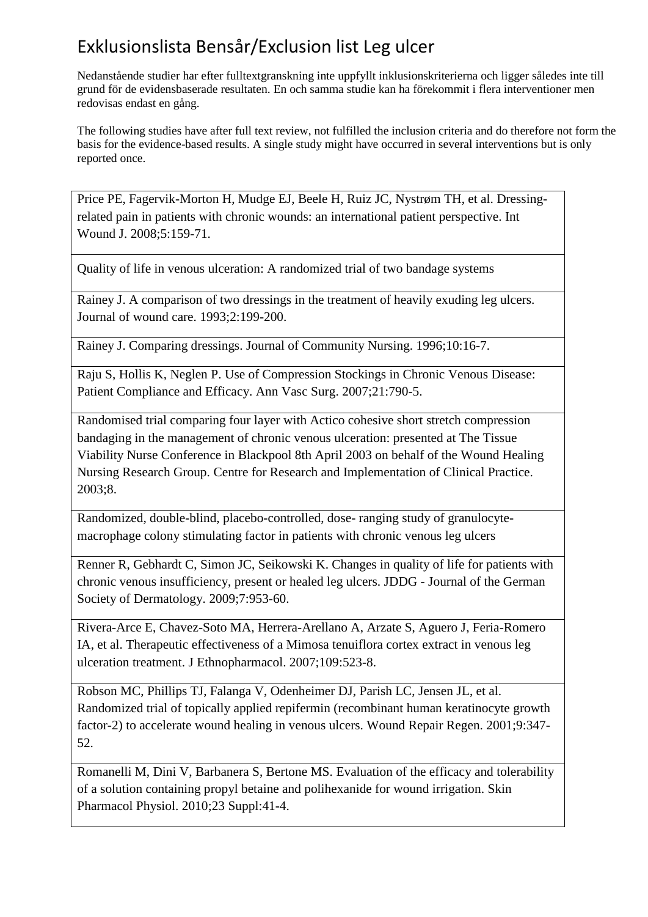# Exklusionslista Bensår/Exclusion list Leg ulcer

Nedanstående studier har efter fulltextgranskning inte uppfyllt inklusionskriterierna och ligger således inte till grund för de evidensbaserade resultaten. En och samma studie kan ha förekommit i flera interventioner men redovisas endast en gång.

The following studies have after full text review, not fulfilled the inclusion criteria and do therefore not form the basis for the evidence-based results. A single study might have occurred in several interventions but is only reported once.

| |
|---|
| Price PE, Fagervik-Morton H, Mudge EJ, Beele H, Ruiz JC, Nystrøm TH, et al. Dressing-related pain in patients with chronic wounds: an international patient perspective. Int Wound J. 2008;5:159-71. |
| Quality of life in venous ulceration: A randomized trial of two bandage systems |
| Rainey J. A comparison of two dressings in the treatment of heavily exuding leg ulcers. Journal of wound care. 1993;2:199-200. |
| Rainey J. Comparing dressings. Journal of Community Nursing. 1996;10:16-7. |
| Raju S, Hollis K, Neglen P. Use of Compression Stockings in Chronic Venous Disease: Patient Compliance and Efficacy. Ann Vasc Surg. 2007;21:790-5. |
| Randomised trial comparing four layer with Actico cohesive short stretch compression bandaging in the management of chronic venous ulceration: presented at The Tissue Viability Nurse Conference in Blackpool 8th April 2003 on behalf of the Wound Healing Nursing Research Group. Centre for Research and Implementation of Clinical Practice. 2003;8. |
| Randomized, double-blind, placebo-controlled, dose- ranging study of granulocyte-macrophage colony stimulating factor in patients with chronic venous leg ulcers |
| Renner R, Gebhardt C, Simon JC, Seikowski K. Changes in quality of life for patients with chronic venous insufficiency, present or healed leg ulcers. JDDG - Journal of the German Society of Dermatology. 2009;7:953-60. |
| Rivera-Arce E, Chavez-Soto MA, Herrera-Arellano A, Arzate S, Aguero J, Feria-Romero IA, et al. Therapeutic effectiveness of a Mimosa tenuiflora cortex extract in venous leg ulceration treatment. J Ethnopharmacol. 2007;109:523-8. |
| Robson MC, Phillips TJ, Falanga V, Odenheimer DJ, Parish LC, Jensen JL, et al. Randomized trial of topically applied repifermin (recombinant human keratinocyte growth factor-2) to accelerate wound healing in venous ulcers. Wound Repair Regen. 2001;9:347-52. |
| Romanelli M, Dini V, Barbanera S, Bertone MS. Evaluation of the efficacy and tolerability of a solution containing propyl betaine and polihexanide for wound irrigation. Skin Pharmacol Physiol. 2010;23 Suppl:41-4. |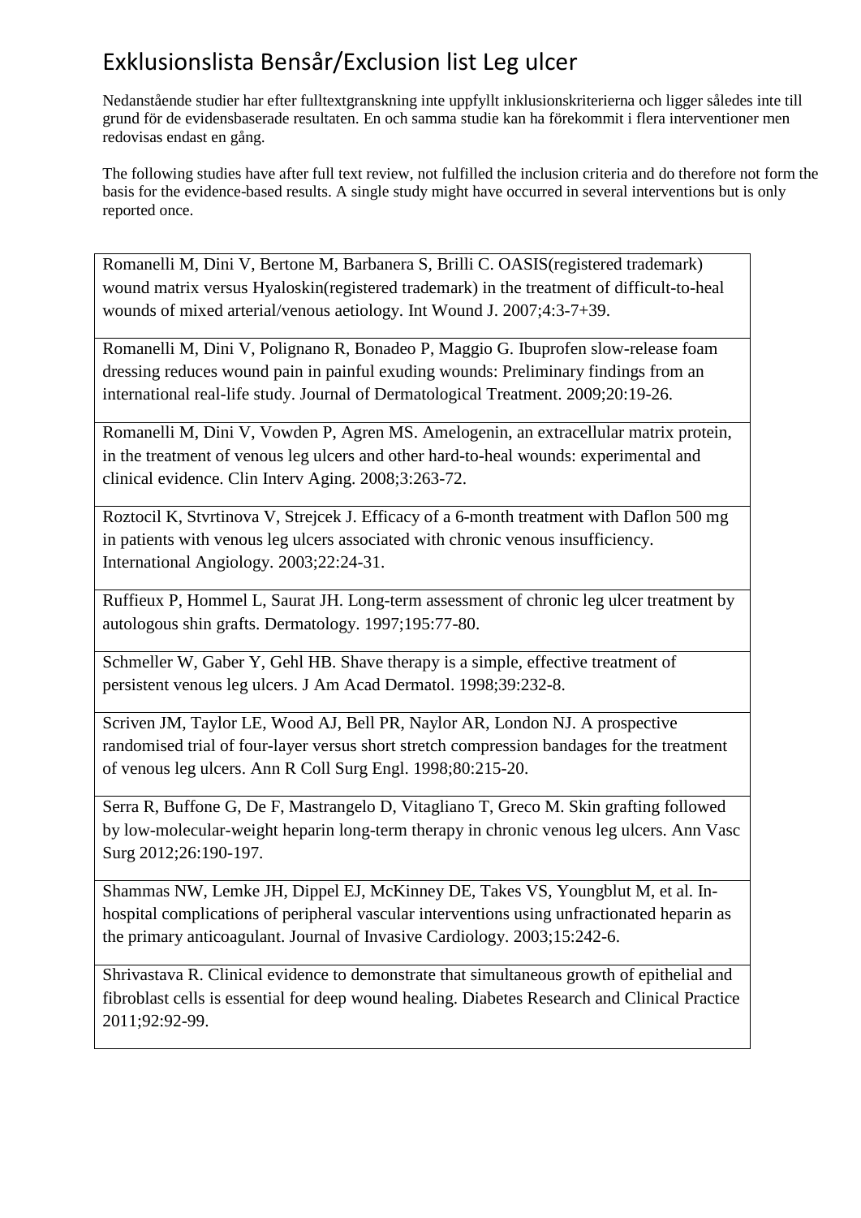# Exklusionslista Bensår/Exclusion list Leg ulcer

Nedanstående studier har efter fulltextgranskning inte uppfyllt inklusionskriterierna och ligger således inte till grund för de evidensbaserade resultaten. En och samma studie kan ha förekommit i flera interventioner men redovisas endast en gång.

The following studies have after full text review, not fulfilled the inclusion criteria and do therefore not form the basis for the evidence-based results. A single study might have occurred in several interventions but is only reported once.

| |
|---|
| Romanelli M, Dini V, Bertone M, Barbanera S, Brilli C. OASIS(registered trademark) wound matrix versus Hyaloskin(registered trademark) in the treatment of difficult-to-heal wounds of mixed arterial/venous aetiology. Int Wound J. 2007;4:3-7+39. |
| Romanelli M, Dini V, Polignano R, Bonadeo P, Maggio G. Ibuprofen slow-release foam dressing reduces wound pain in painful exuding wounds: Preliminary findings from an international real-life study. Journal of Dermatological Treatment. 2009;20:19-26. |
| Romanelli M, Dini V, Vowden P, Agren MS. Amelogenin, an extracellular matrix protein, in the treatment of venous leg ulcers and other hard-to-heal wounds: experimental and clinical evidence. Clin Interv Aging. 2008;3:263-72. |
| Roztocil K, Stvrtinova V, Strejcek J. Efficacy of a 6-month treatment with Daflon 500 mg in patients with venous leg ulcers associated with chronic venous insufficiency. International Angiology. 2003;22:24-31. |
| Ruffieux P, Hommel L, Saurat JH. Long-term assessment of chronic leg ulcer treatment by autologous shin grafts. Dermatology. 1997;195:77-80. |
| Schmeller W, Gaber Y, Gehl HB. Shave therapy is a simple, effective treatment of persistent venous leg ulcers. J Am Acad Dermatol. 1998;39:232-8. |
| Scriven JM, Taylor LE, Wood AJ, Bell PR, Naylor AR, London NJ. A prospective randomised trial of four-layer versus short stretch compression bandages for the treatment of venous leg ulcers. Ann R Coll Surg Engl. 1998;80:215-20. |
| Serra R, Buffone G, De F, Mastrangelo D, Vitagliano T, Greco M. Skin grafting followed by low-molecular-weight heparin long-term therapy in chronic venous leg ulcers. Ann Vasc Surg 2012;26:190-197. |
| Shammas NW, Lemke JH, Dippel EJ, McKinney DE, Takes VS, Youngblut M, et al. In-hospital complications of peripheral vascular interventions using unfractionated heparin as the primary anticoagulant. Journal of Invasive Cardiology. 2003;15:242-6. |
| Shrivastava R. Clinical evidence to demonstrate that simultaneous growth of epithelial and fibroblast cells is essential for deep wound healing. Diabetes Research and Clinical Practice 2011;92:92-99. |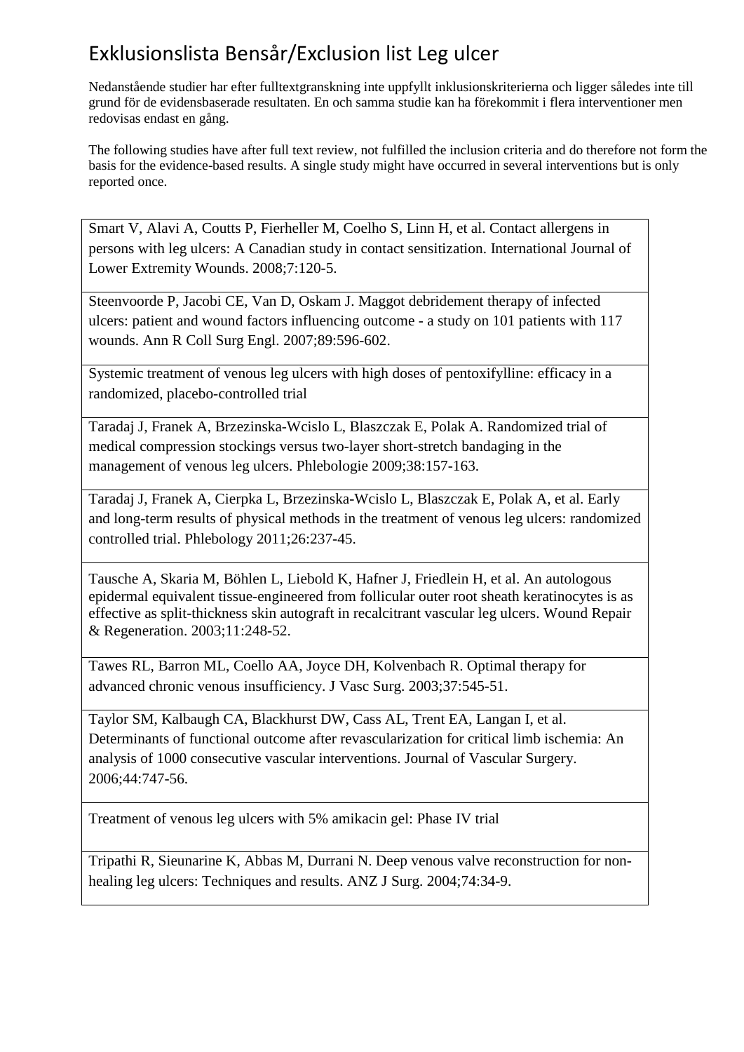# Exklusionslista Bensår/Exclusion list Leg ulcer

Nedanstående studier har efter fulltextgranskning inte uppfyllt inklusionskriterierna och ligger således inte till grund för de evidensbaserade resultaten. En och samma studie kan ha förekommit i flera interventioner men redovisas endast en gång.

The following studies have after full text review, not fulfilled the inclusion criteria and do therefore not form the basis for the evidence-based results. A single study might have occurred in several interventions but is only reported once.

| |
|---|
| Smart V, Alavi A, Coutts P, Fierheller M, Coelho S, Linn H, et al. Contact allergens in persons with leg ulcers: A Canadian study in contact sensitization. International Journal of Lower Extremity Wounds. 2008;7:120-5. |
| Steenvoorde P, Jacobi CE, Van D, Oskam J. Maggot debridement therapy of infected ulcers: patient and wound factors influencing outcome - a study on 101 patients with 117 wounds. Ann R Coll Surg Engl. 2007;89:596-602. |
| Systemic treatment of venous leg ulcers with high doses of pentoxifylline: efficacy in a randomized, placebo-controlled trial |
| Taradaj J, Franek A, Brzezinska-Wcislo L, Blaszczak E, Polak A. Randomized trial of medical compression stockings versus two-layer short-stretch bandaging in the management of venous leg ulcers. Phlebologie 2009;38:157-163. |
| Taradaj J, Franek A, Cierpka L, Brzezinska-Wcislo L, Blaszczak E, Polak A, et al. Early and long-term results of physical methods in the treatment of venous leg ulcers: randomized controlled trial. Phlebology 2011;26:237-45. |
| Tausche A, Skaria M, Böhlen L, Liebold K, Hafner J, Friedlein H, et al. An autologous epidermal equivalent tissue-engineered from follicular outer root sheath keratinocytes is as effective as split-thickness skin autograft in recalcitrant vascular leg ulcers. Wound Repair & Regeneration. 2003;11:248-52. |
| Tawes RL, Barron ML, Coello AA, Joyce DH, Kolvenbach R. Optimal therapy for advanced chronic venous insufficiency. J Vasc Surg. 2003;37:545-51. |
| Taylor SM, Kalbaugh CA, Blackhurst DW, Cass AL, Trent EA, Langan I, et al. Determinants of functional outcome after revascularization for critical limb ischemia: An analysis of 1000 consecutive vascular interventions. Journal of Vascular Surgery. 2006;44:747-56. |
| Treatment of venous leg ulcers with 5% amikacin gel: Phase IV trial |
| Tripathi R, Sieunarine K, Abbas M, Durrani N. Deep venous valve reconstruction for non-healing leg ulcers: Techniques and results. ANZ J Surg. 2004;74:34-9. |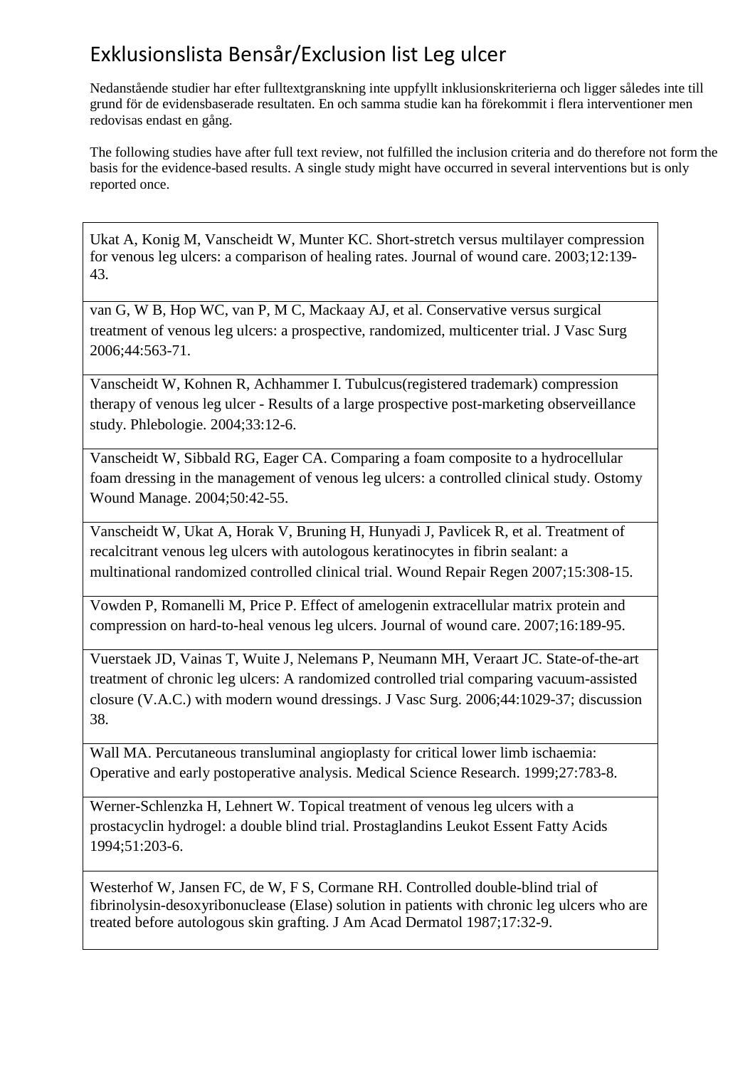# Exklusionslista Bensår/Exclusion list Leg ulcer

Nedanstående studier har efter fulltextgranskning inte uppfyllt inklusionskriterierna och ligger således inte till grund för de evidensbaserade resultaten. En och samma studie kan ha förekommit i flera interventioner men redovisas endast en gång.

The following studies have after full text review, not fulfilled the inclusion criteria and do therefore not form the basis for the evidence-based results. A single study might have occurred in several interventions but is only reported once.

| |
|---|
| Ukat A, Konig M, Vanscheidt W, Munter KC. Short-stretch versus multilayer compression for venous leg ulcers: a comparison of healing rates. Journal of wound care. 2003;12:139-43. |
| van G, W B, Hop WC, van P, M C, Mackaay AJ, et al. Conservative versus surgical treatment of venous leg ulcers: a prospective, randomized, multicenter trial. J Vasc Surg 2006;44:563-71. |
| Vanscheidt W, Kohnen R, Achhammer I. Tubulcus(registered trademark) compression therapy of venous leg ulcer - Results of a large prospective post-marketing observeillance study. Phlebologie. 2004;33:12-6. |
| Vanscheidt W, Sibbald RG, Eager CA. Comparing a foam composite to a hydrocellular foam dressing in the management of venous leg ulcers: a controlled clinical study. Ostomy Wound Manage. 2004;50:42-55. |
| Vanscheidt W, Ukat A, Horak V, Bruning H, Hunyadi J, Pavlicek R, et al. Treatment of recalcitrant venous leg ulcers with autologous keratinocytes in fibrin sealant: a multinational randomized controlled clinical trial. Wound Repair Regen 2007;15:308-15. |
| Vowden P, Romanelli M, Price P. Effect of amelogenin extracellular matrix protein and compression on hard-to-heal venous leg ulcers. Journal of wound care. 2007;16:189-95. |
| Vuerstaek JD, Vainas T, Wuite J, Nelemans P, Neumann MH, Veraart JC. State-of-the-art treatment of chronic leg ulcers: A randomized controlled trial comparing vacuum-assisted closure (V.A.C.) with modern wound dressings. J Vasc Surg. 2006;44:1029-37; discussion 38. |
| Wall MA. Percutaneous transluminal angioplasty for critical lower limb ischaemia: Operative and early postoperative analysis. Medical Science Research. 1999;27:783-8. |
| Werner-Schlenzka H, Lehnert W. Topical treatment of venous leg ulcers with a prostacyclin hydrogel: a double blind trial. Prostaglandins Leukot Essent Fatty Acids 1994;51:203-6. |
| Westerhof W, Jansen FC, de W, F S, Cormane RH. Controlled double-blind trial of fibrinolysin-desoxyribonuclease (Elase) solution in patients with chronic leg ulcers who are treated before autologous skin grafting. J Am Acad Dermatol 1987;17:32-9. |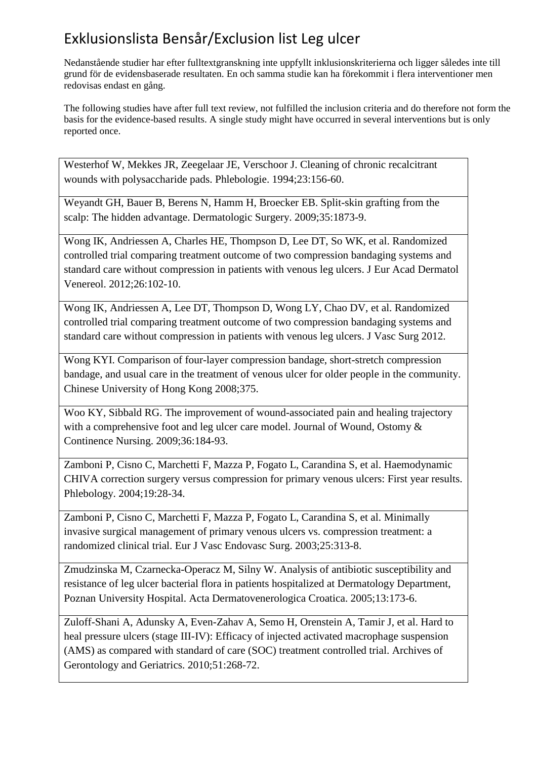# Exklusionslista Bensår/Exclusion list Leg ulcer

Nedanstående studier har efter fulltextgranskning inte uppfyllt inklusionskriterierna och ligger således inte till grund för de evidensbaserade resultaten. En och samma studie kan ha förekommit i flera interventioner men redovisas endast en gång.

The following studies have after full text review, not fulfilled the inclusion criteria and do therefore not form the basis for the evidence-based results. A single study might have occurred in several interventions but is only reported once.

| |
|---|
| Westerhof W, Mekkes JR, Zeegelaar JE, Verschoor J. Cleaning of chronic recalcitrant wounds with polysaccharide pads. Phlebologie. 1994;23:156-60. |
| Weyandt GH, Bauer B, Berens N, Hamm H, Broecker EB. Split-skin grafting from the scalp: The hidden advantage. Dermatologic Surgery. 2009;35:1873-9. |
| Wong IK, Andriessen A, Charles HE, Thompson D, Lee DT, So WK, et al. Randomized controlled trial comparing treatment outcome of two compression bandaging systems and standard care without compression in patients with venous leg ulcers. J Eur Acad Dermatol Venereol. 2012;26:102-10. |
| Wong IK, Andriessen A, Lee DT, Thompson D, Wong LY, Chao DV, et al. Randomized controlled trial comparing treatment outcome of two compression bandaging systems and standard care without compression in patients with venous leg ulcers. J Vasc Surg 2012. |
| Wong KYI. Comparison of four-layer compression bandage, short-stretch compression bandage, and usual care in the treatment of venous ulcer for older people in the community. Chinese University of Hong Kong 2008;375. |
| Woo KY, Sibbald RG. The improvement of wound-associated pain and healing trajectory with a comprehensive foot and leg ulcer care model. Journal of Wound, Ostomy & Continence Nursing. 2009;36:184-93. |
| Zamboni P, Cisno C, Marchetti F, Mazza P, Fogato L, Carandina S, et al. Haemodynamic CHIVA correction surgery versus compression for primary venous ulcers: First year results. Phlebology. 2004;19:28-34. |
| Zamboni P, Cisno C, Marchetti F, Mazza P, Fogato L, Carandina S, et al. Minimally invasive surgical management of primary venous ulcers vs. compression treatment: a randomized clinical trial. Eur J Vasc Endovasc Surg. 2003;25:313-8. |
| Zmudzinska M, Czarnecka-Operacz M, Silny W. Analysis of antibiotic susceptibility and resistance of leg ulcer bacterial flora in patients hospitalized at Dermatology Department, Poznan University Hospital. Acta Dermatovenerologica Croatica. 2005;13:173-6. |
| Zuloff-Shani A, Adunsky A, Even-Zahav A, Semo H, Orenstein A, Tamir J, et al. Hard to heal pressure ulcers (stage III-IV): Efficacy of injected activated macrophage suspension (AMS) as compared with standard of care (SOC) treatment controlled trial. Archives of Gerontology and Geriatrics. 2010;51:268-72. |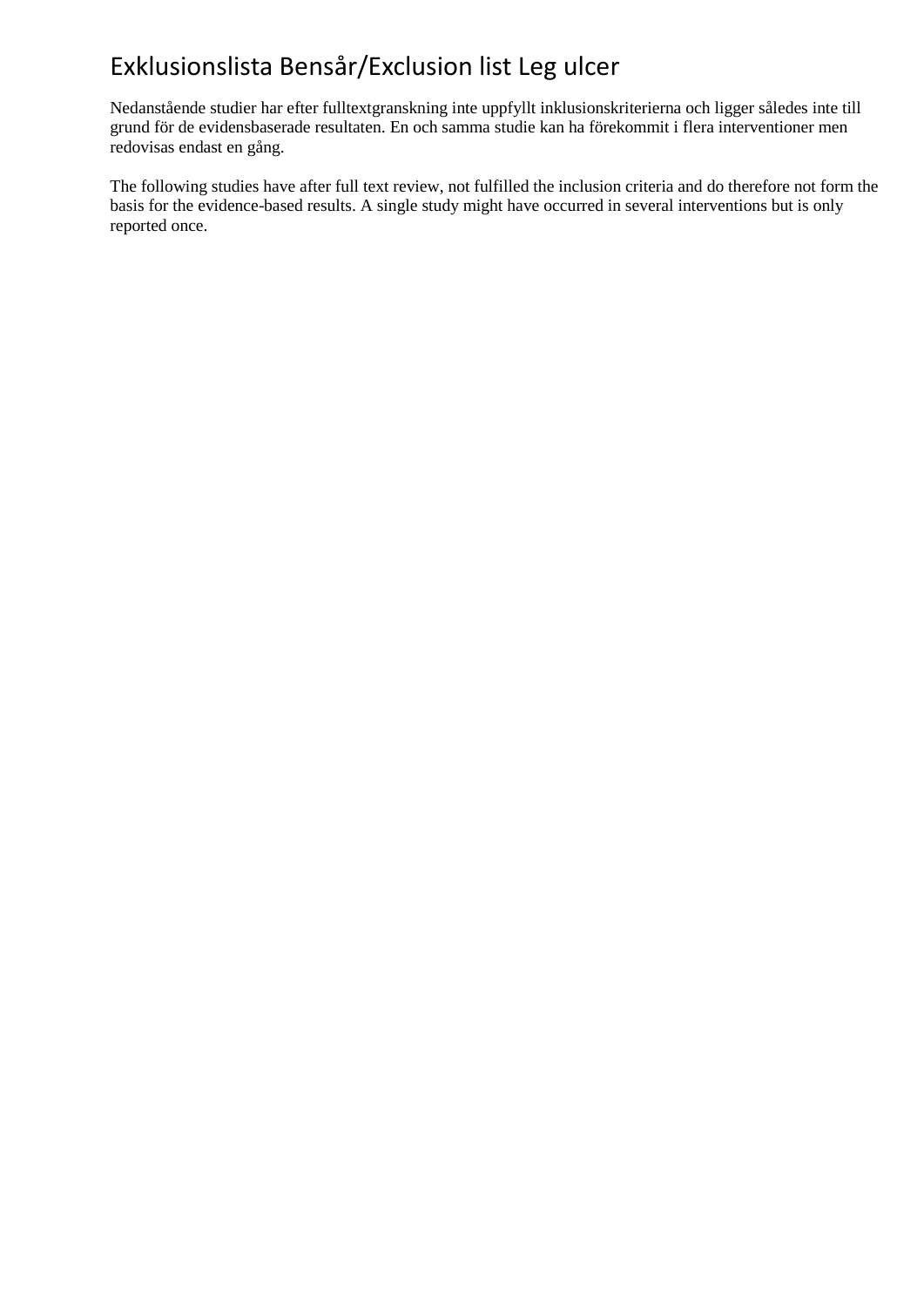# Exklusionslista Bensår/Exclusion list Leg ulcer

Nedanstående studier har efter fulltextgranskning inte uppfyllt inklusionskriterierna och ligger således inte till grund för de evidensbaserade resultaten. En och samma studie kan ha förekommit i flera interventioner men redovisas endast en gång.

The following studies have after full text review, not fulfilled the inclusion criteria and do therefore not form the basis for the evidence-based results. A single study might have occurred in several interventions but is only reported once.